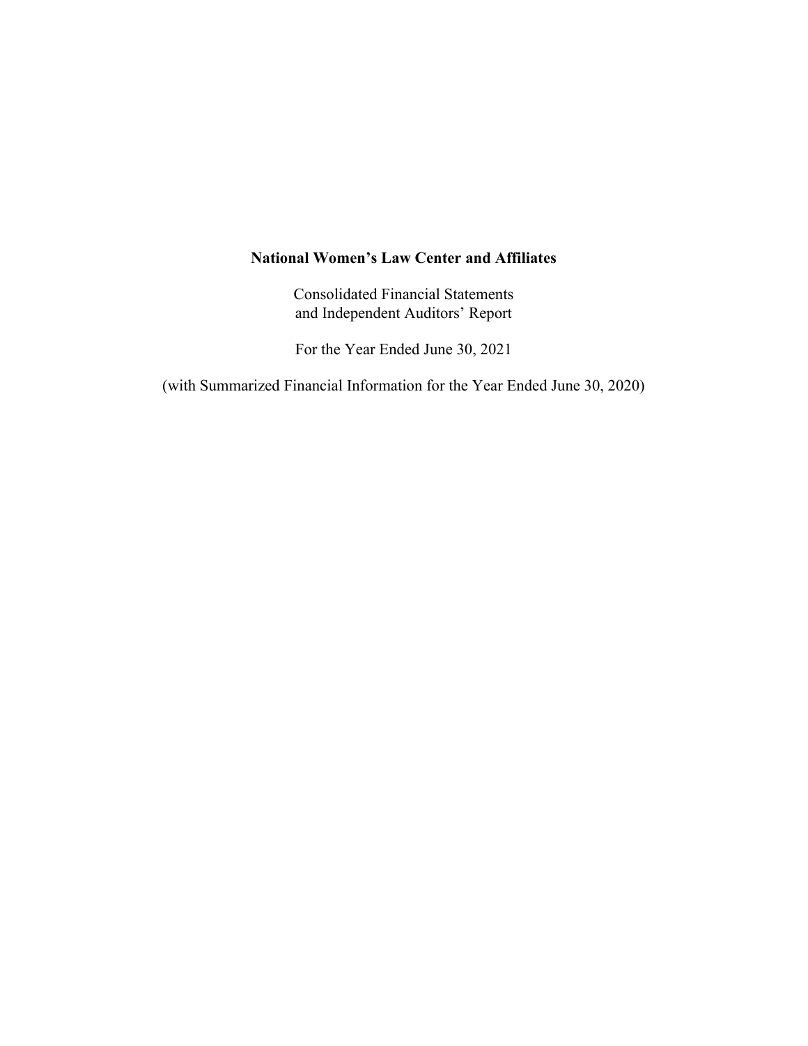# National Women's Law Center and Affiliates

Consolidated Financial Statements
and Independent Auditors' Report

For the Year Ended June 30, 2021

(with Summarized Financial Information for the Year Ended June 30, 2020)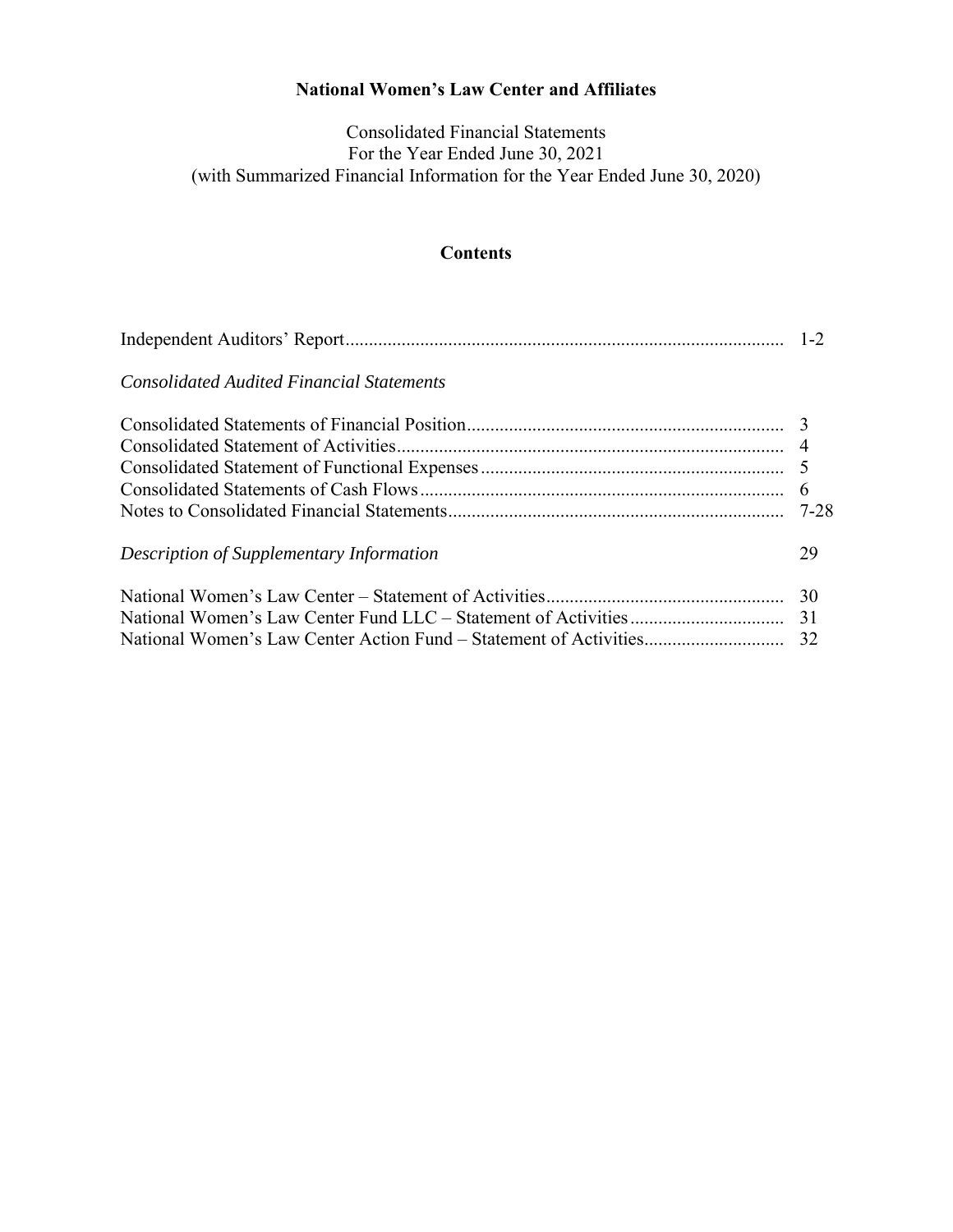# National Women's Law Center and Affiliates

Consolidated Financial Statements
For the Year Ended June 30, 2021
(with Summarized Financial Information for the Year Ended June 30, 2020)

## Contents

| | |
|---|---|
| Independent Auditors' Report | 1-2 |
| *Consolidated Audited Financial Statements* | |
| Consolidated Statements of Financial Position | 3 |
| Consolidated Statement of Activities | 4 |
| Consolidated Statement of Functional Expenses | 5 |
| Consolidated Statements of Cash Flows | 6 |
| Notes to Consolidated Financial Statements | 7-28 |
| *Description of Supplementary Information* | 29 |
| National Women's Law Center – Statement of Activities | 30 |
| National Women's Law Center Fund LLC – Statement of Activities | 31 |
| National Women's Law Center Action Fund – Statement of Activities | 32 |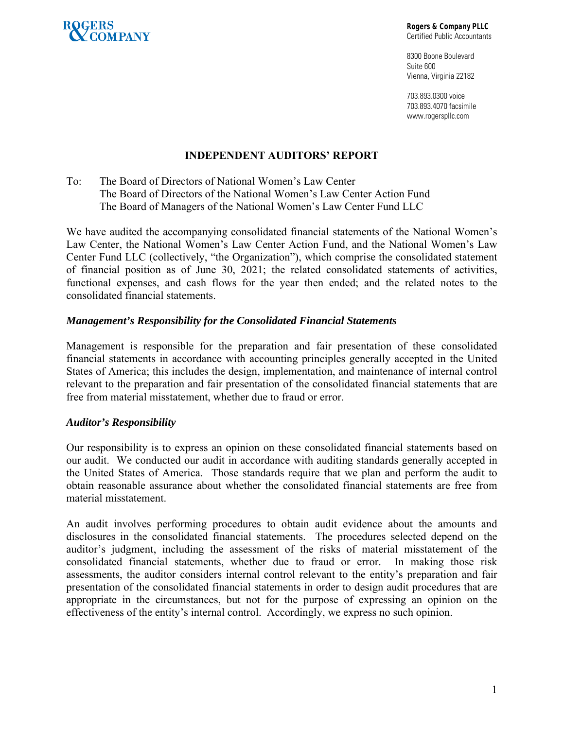**ROGERS & COMPANY**

**Rogers & Company PLLC**
Certified Public Accountants

8300 Boone Boulevard
Suite 600
Vienna, Virginia 22182

703.893.0300 voice
703.893.4070 facsimile
www.rogerspllc.com

## INDEPENDENT AUDITORS' REPORT

To: The Board of Directors of National Women's Law Center
The Board of Directors of the National Women's Law Center Action Fund
The Board of Managers of the National Women's Law Center Fund LLC

We have audited the accompanying consolidated financial statements of the National Women's Law Center, the National Women's Law Center Action Fund, and the National Women's Law Center Fund LLC (collectively, "the Organization"), which comprise the consolidated statement of financial position as of June 30, 2021; the related consolidated statements of activities, functional expenses, and cash flows for the year then ended; and the related notes to the consolidated financial statements.

### *Management's Responsibility for the Consolidated Financial Statements*

Management is responsible for the preparation and fair presentation of these consolidated financial statements in accordance with accounting principles generally accepted in the United States of America; this includes the design, implementation, and maintenance of internal control relevant to the preparation and fair presentation of the consolidated financial statements that are free from material misstatement, whether due to fraud or error.

### *Auditor's Responsibility*

Our responsibility is to express an opinion on these consolidated financial statements based on our audit. We conducted our audit in accordance with auditing standards generally accepted in the United States of America. Those standards require that we plan and perform the audit to obtain reasonable assurance about whether the consolidated financial statements are free from material misstatement.

An audit involves performing procedures to obtain audit evidence about the amounts and disclosures in the consolidated financial statements. The procedures selected depend on the auditor's judgment, including the assessment of the risks of material misstatement of the consolidated financial statements, whether due to fraud or error. In making those risk assessments, the auditor considers internal control relevant to the entity's preparation and fair presentation of the consolidated financial statements in order to design audit procedures that are appropriate in the circumstances, but not for the purpose of expressing an opinion on the effectiveness of the entity's internal control. Accordingly, we express no such opinion.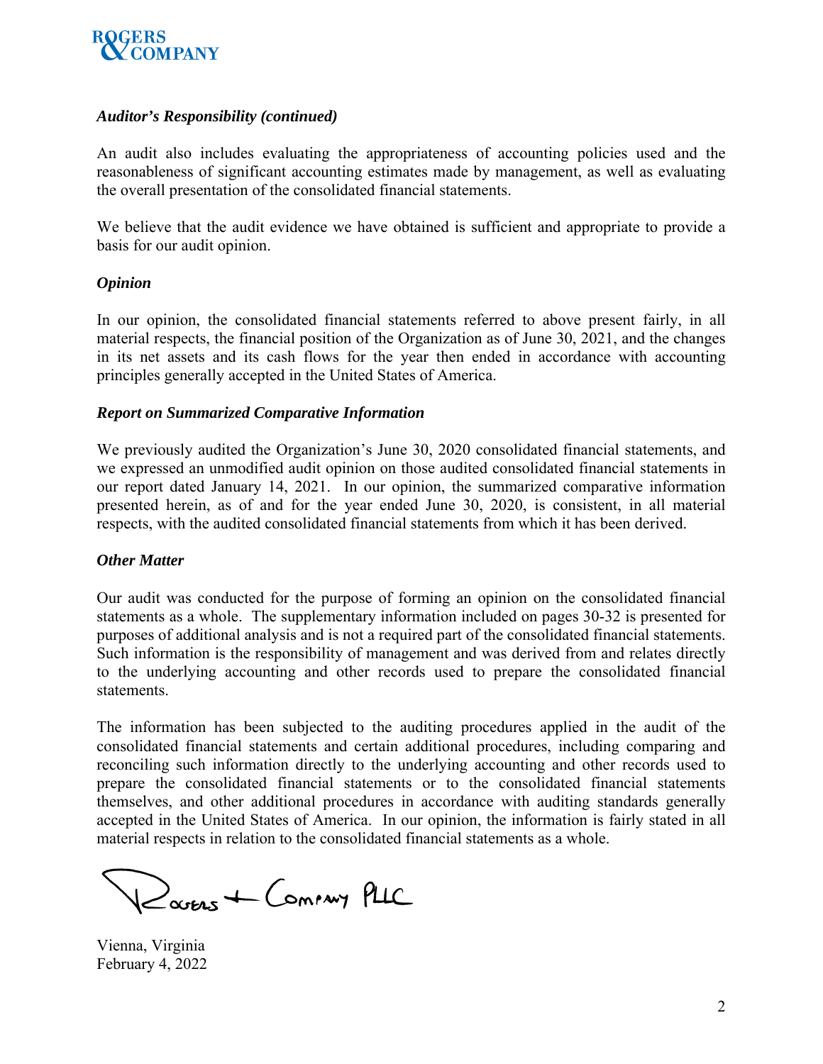### *Auditor's Responsibility (continued)*

An audit also includes evaluating the appropriateness of accounting policies used and the reasonableness of significant accounting estimates made by management, as well as evaluating the overall presentation of the consolidated financial statements.

We believe that the audit evidence we have obtained is sufficient and appropriate to provide a basis for our audit opinion.

### *Opinion*

In our opinion, the consolidated financial statements referred to above present fairly, in all material respects, the financial position of the Organization as of June 30, 2021, and the changes in its net assets and its cash flows for the year then ended in accordance with accounting principles generally accepted in the United States of America.

### *Report on Summarized Comparative Information*

We previously audited the Organization's June 30, 2020 consolidated financial statements, and we expressed an unmodified audit opinion on those audited consolidated financial statements in our report dated January 14, 2021. In our opinion, the summarized comparative information presented herein, as of and for the year ended June 30, 2020, is consistent, in all material respects, with the audited consolidated financial statements from which it has been derived.

### *Other Matter*

Our audit was conducted for the purpose of forming an opinion on the consolidated financial statements as a whole. The supplementary information included on pages 30-32 is presented for purposes of additional analysis and is not a required part of the consolidated financial statements. Such information is the responsibility of management and was derived from and relates directly to the underlying accounting and other records used to prepare the consolidated financial statements.

The information has been subjected to the auditing procedures applied in the audit of the consolidated financial statements and certain additional procedures, including comparing and reconciling such information directly to the underlying accounting and other records used to prepare the consolidated financial statements or to the consolidated financial statements themselves, and other additional procedures in accordance with auditing standards generally accepted in the United States of America. In our opinion, the information is fairly stated in all material respects in relation to the consolidated financial statements as a whole.

Rogers + Company PLLC

Vienna, Virginia
February 4, 2022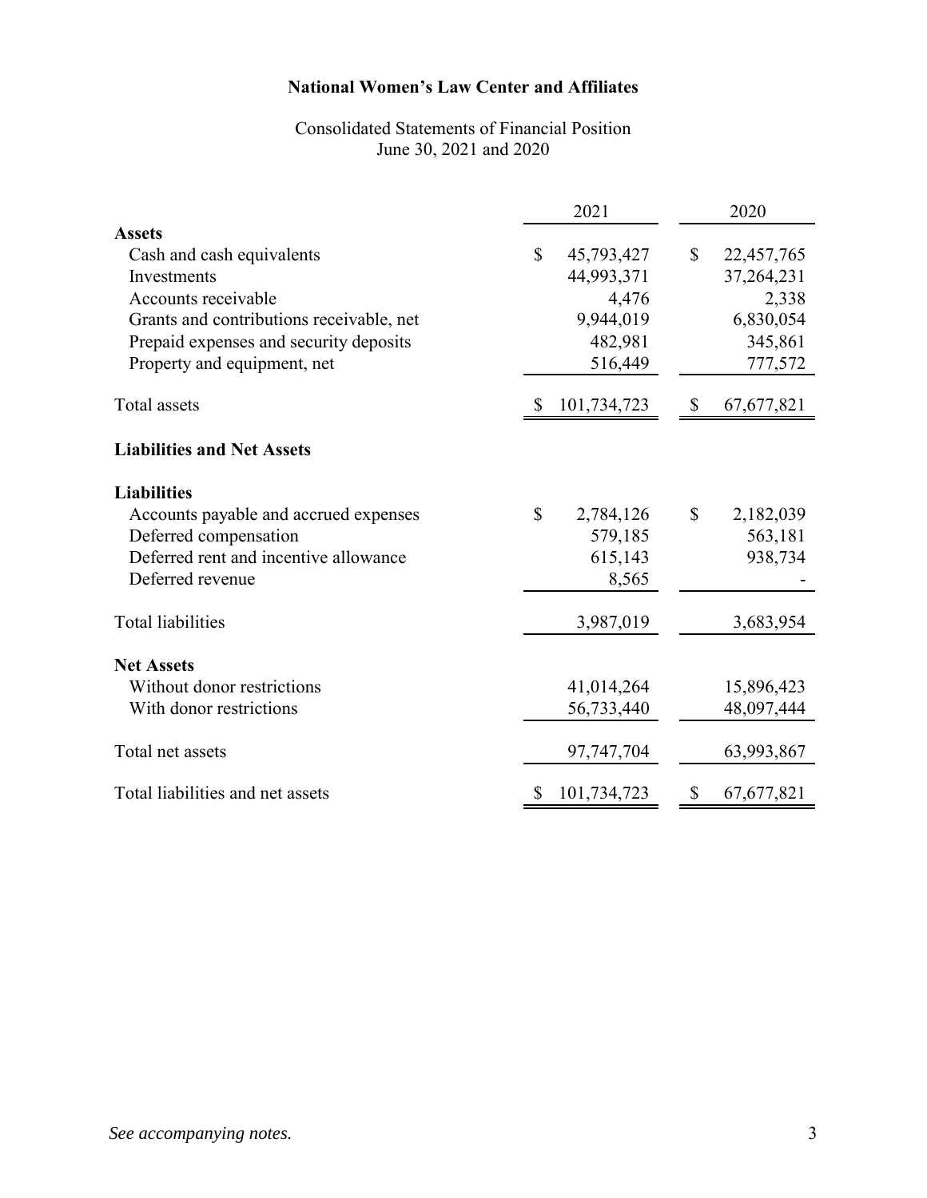# National Women's Law Center and Affiliates

Consolidated Statements of Financial Position
June 30, 2021 and 2020

| | 2021 | 2020 |
|---|---|---|
| **Assets** | | |
| Cash and cash equivalents | $ 45,793,427 | $ 22,457,765 |
| Investments | 44,993,371 | 37,264,231 |
| Accounts receivable | 4,476 | 2,338 |
| Grants and contributions receivable, net | 9,944,019 | 6,830,054 |
| Prepaid expenses and security deposits | 482,981 | 345,861 |
| Property and equipment, net | 516,449 | 777,572 |
| Total assets | $ 101,734,723 | $ 67,677,821 |
| **Liabilities and Net Assets** | | |
| **Liabilities** | | |
| Accounts payable and accrued expenses | $ 2,784,126 | $ 2,182,039 |
| Deferred compensation | 579,185 | 563,181 |
| Deferred rent and incentive allowance | 615,143 | 938,734 |
| Deferred revenue | 8,565 | - |
| Total liabilities | 3,987,019 | 3,683,954 |
| **Net Assets** | | |
| Without donor restrictions | 41,014,264 | 15,896,423 |
| With donor restrictions | 56,733,440 | 48,097,444 |
| Total net assets | 97,747,704 | 63,993,867 |
| Total liabilities and net assets | $ 101,734,723 | $ 67,677,821 |

*See accompanying notes.*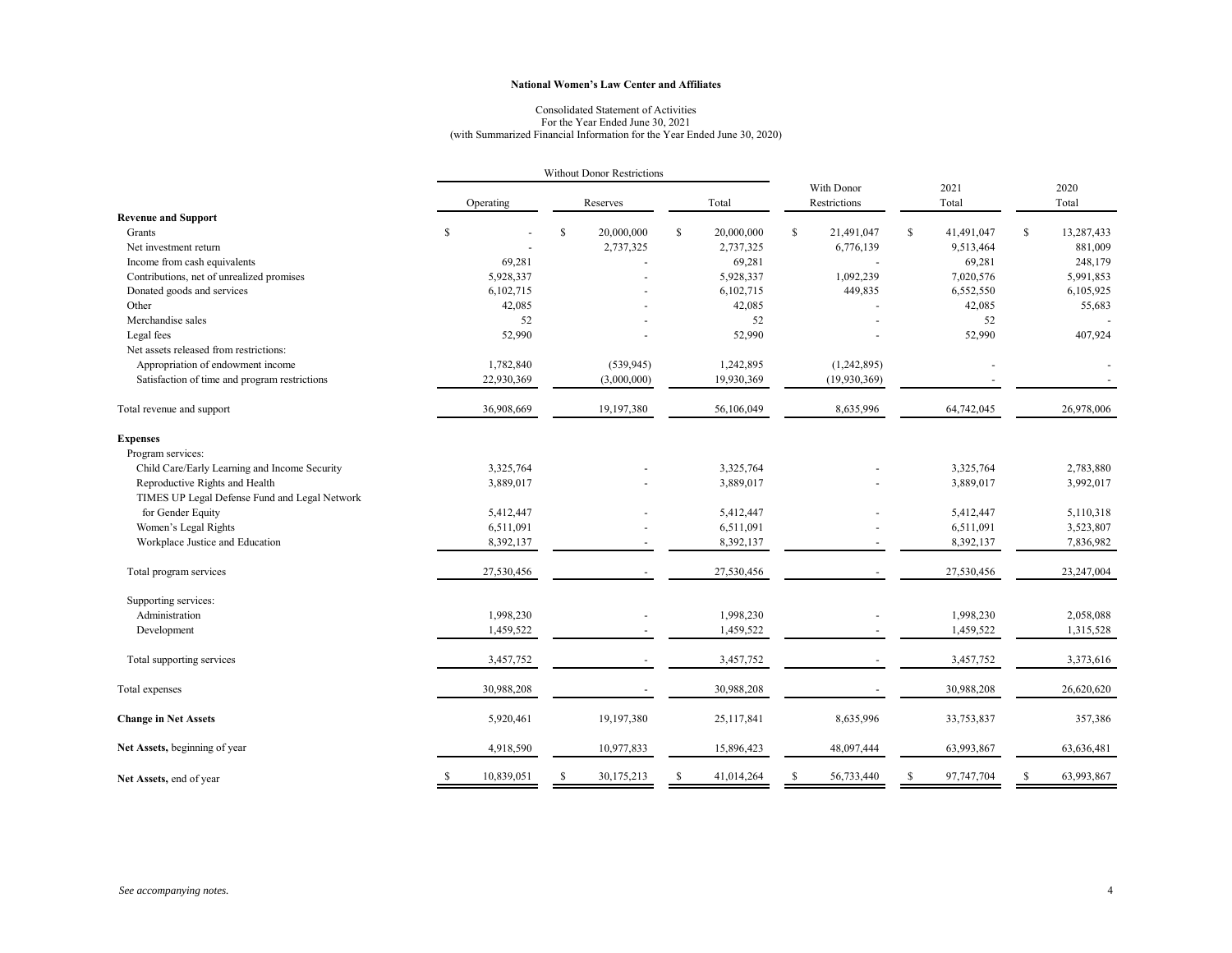**National Women's Law Center and Affiliates**

Consolidated Statement of Activities
For the Year Ended June 30, 2021
(with Summarized Financial Information for the Year Ended June 30, 2020)

| | Without Donor Restrictions | | | | | |
|---|---|---|---|---|---|---|
| | Operating | Reserves | Total | With Donor Restrictions | 2021 Total | 2020 Total |
| **Revenue and Support** | | | | | | |
| Grants | $ - | $ 20,000,000 | $ 20,000,000 | $ 21,491,047 | $ 41,491,047 | $ 13,287,433 |
| Net investment return | - | 2,737,325 | 2,737,325 | 6,776,139 | 9,513,464 | 881,009 |
| Income from cash equivalents | 69,281 | - | 69,281 | - | 69,281 | 248,179 |
| Contributions, net of unrealized promises | 5,928,337 | - | 5,928,337 | 1,092,239 | 7,020,576 | 5,991,853 |
| Donated goods and services | 6,102,715 | - | 6,102,715 | 449,835 | 6,552,550 | 6,105,925 |
| Other | 42,085 | - | 42,085 | - | 42,085 | 55,683 |
| Merchandise sales | 52 | - | 52 | - | 52 | - |
| Legal fees | 52,990 | - | 52,990 | - | 52,990 | 407,924 |
| Net assets released from restrictions: | | | | | | |
| Appropriation of endowment income | 1,782,840 | (539,945) | 1,242,895 | (1,242,895) | - | - |
| Satisfaction of time and program restrictions | 22,930,369 | (3,000,000) | 19,930,369 | (19,930,369) | - | - |
| Total revenue and support | 36,908,669 | 19,197,380 | 56,106,049 | 8,635,996 | 64,742,045 | 26,978,006 |
| **Expenses** | | | | | | |
| Program services: | | | | | | |
| Child Care/Early Learning and Income Security | 3,325,764 | - | 3,325,764 | - | 3,325,764 | 2,783,880 |
| Reproductive Rights and Health | 3,889,017 | - | 3,889,017 | - | 3,889,017 | 3,992,017 |
| TIMES UP Legal Defense Fund and Legal Network for Gender Equity | 5,412,447 | - | 5,412,447 | - | 5,412,447 | 5,110,318 |
| Women's Legal Rights | 6,511,091 | - | 6,511,091 | - | 6,511,091 | 3,523,807 |
| Workplace Justice and Education | 8,392,137 | - | 8,392,137 | - | 8,392,137 | 7,836,982 |
| Total program services | 27,530,456 | - | 27,530,456 | - | 27,530,456 | 23,247,004 |
| Supporting services: | | | | | | |
| Administration | 1,998,230 | - | 1,998,230 | - | 1,998,230 | 2,058,088 |
| Development | 1,459,522 | - | 1,459,522 | - | 1,459,522 | 1,315,528 |
| Total supporting services | 3,457,752 | - | 3,457,752 | - | 3,457,752 | 3,373,616 |
| Total expenses | 30,988,208 | - | 30,988,208 | - | 30,988,208 | 26,620,620 |
| **Change in Net Assets** | 5,920,461 | 19,197,380 | 25,117,841 | 8,635,996 | 33,753,837 | 357,386 |
| **Net Assets,** beginning of year | 4,918,590 | 10,977,833 | 15,896,423 | 48,097,444 | 63,993,867 | 63,636,481 |
| **Net Assets,** end of year | $ 10,839,051 | $ 30,175,213 | $ 41,014,264 | $ 56,733,440 | $ 97,747,704 | $ 63,993,867 |

*See accompanying notes.*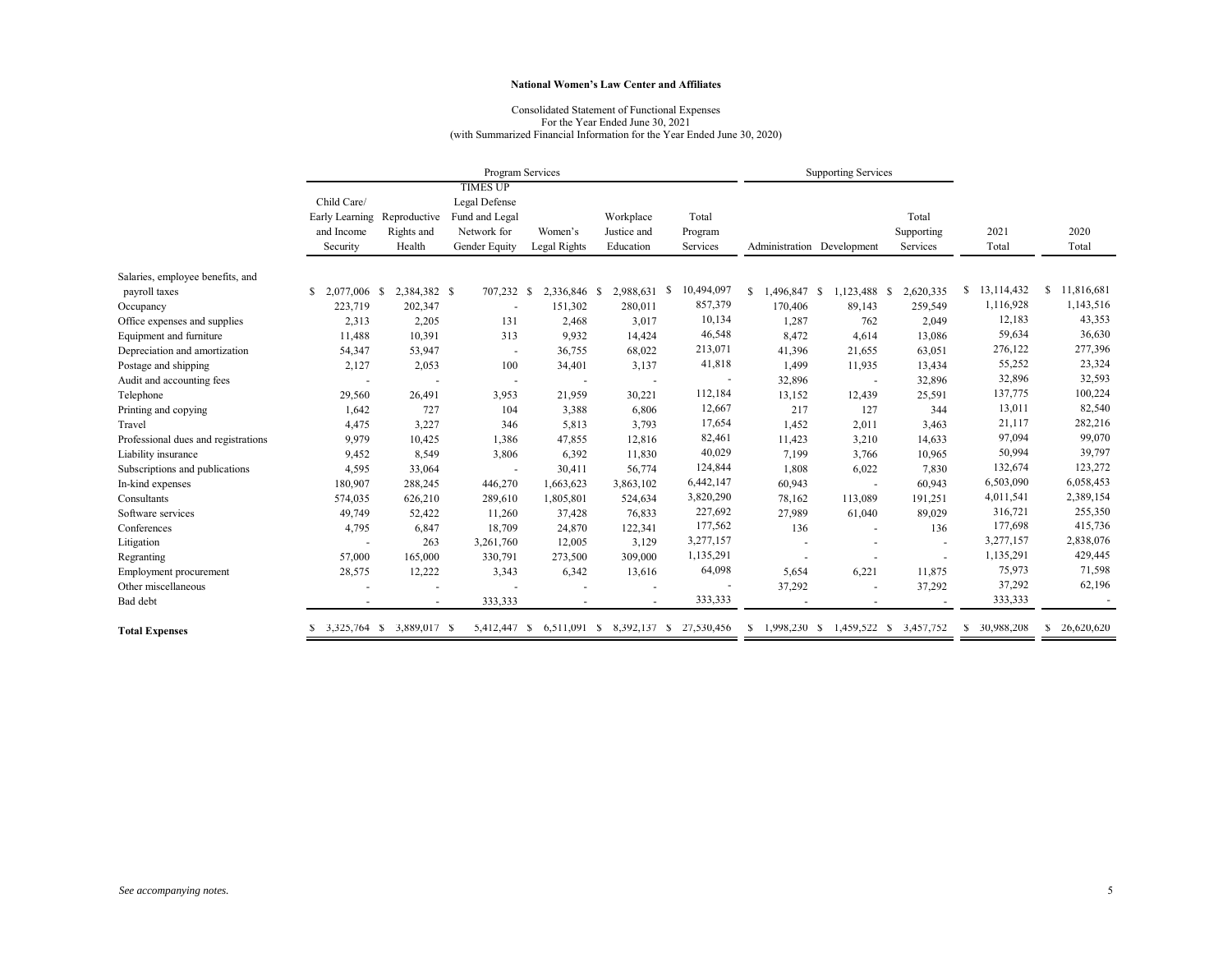**National Women's Law Center and Affiliates**

Consolidated Statement of Functional Expenses
For the Year Ended June 30, 2021
(with Summarized Financial Information for the Year Ended June 30, 2020)

| | Program Services | | | | | | Supporting Services | | | | |
|---|---|---|---|---|---|---|---|---|---|---|---|
| | Child Care/ Early Learning and Income Security | Reproductive Rights and Health | TIMES UP Legal Defense Fund and Legal Network for Gender Equity | Women's Legal Rights | Workplace Justice and Education | Total Program Services | Administration | Development | Total Supporting Services | 2021 Total | 2020 Total |
| Salaries, employee benefits, and payroll taxes | $ 2,077,006 | $ 2,384,382 | $ 707,232 | $ 2,336,846 | $ 2,988,631 | $ 10,494,097 | $ 1,496,847 | $ 1,123,488 | $ 2,620,335 | $ 13,114,432 | $ 11,816,681 |
| Occupancy | 223,719 | 202,347 | - | 151,302 | 280,011 | 857,379 | 170,406 | 89,143 | 259,549 | 1,116,928 | 1,143,516 |
| Office expenses and supplies | 2,313 | 2,205 | 131 | 2,468 | 3,017 | 10,134 | 1,287 | 762 | 2,049 | 12,183 | 43,353 |
| Equipment and furniture | 11,488 | 10,391 | 313 | 9,932 | 14,424 | 46,548 | 8,472 | 4,614 | 13,086 | 59,634 | 36,630 |
| Depreciation and amortization | 54,347 | 53,947 | - | 36,755 | 68,022 | 213,071 | 41,396 | 21,655 | 63,051 | 276,122 | 277,396 |
| Postage and shipping | 2,127 | 2,053 | 100 | 34,401 | 3,137 | 41,818 | 1,499 | 11,935 | 13,434 | 55,252 | 23,324 |
| Audit and accounting fees | - | - | - | - | - | - | 32,896 | - | 32,896 | 32,896 | 32,593 |
| Telephone | 29,560 | 26,491 | 3,953 | 21,959 | 30,221 | 112,184 | 13,152 | 12,439 | 25,591 | 137,775 | 100,224 |
| Printing and copying | 1,642 | 727 | 104 | 3,388 | 6,806 | 12,667 | 217 | 127 | 344 | 13,011 | 82,540 |
| Travel | 4,475 | 3,227 | 346 | 5,813 | 3,793 | 17,654 | 1,452 | 2,011 | 3,463 | 21,117 | 282,216 |
| Professional dues and registrations | 9,979 | 10,425 | 1,386 | 47,855 | 12,816 | 82,461 | 11,423 | 3,210 | 14,633 | 97,094 | 99,070 |
| Liability insurance | 9,452 | 8,549 | 3,806 | 6,392 | 11,830 | 40,029 | 7,199 | 3,766 | 10,965 | 50,994 | 39,797 |
| Subscriptions and publications | 4,595 | 33,064 | - | 30,411 | 56,774 | 124,844 | 1,808 | 6,022 | 7,830 | 132,674 | 123,272 |
| In-kind expenses | 180,907 | 288,245 | 446,270 | 1,663,623 | 3,863,102 | 6,442,147 | 60,943 | - | 60,943 | 6,503,090 | 6,058,453 |
| Consultants | 574,035 | 626,210 | 289,610 | 1,805,801 | 524,634 | 3,820,290 | 78,162 | 113,089 | 191,251 | 4,011,541 | 2,389,154 |
| Software services | 49,749 | 52,422 | 11,260 | 37,428 | 76,833 | 227,692 | 27,989 | 61,040 | 89,029 | 316,721 | 255,350 |
| Conferences | 4,795 | 6,847 | 18,709 | 24,870 | 122,341 | 177,562 | 136 | - | 136 | 177,698 | 415,736 |
| Litigation | - | 263 | 3,261,760 | 12,005 | 3,129 | 3,277,157 | - | - | - | 3,277,157 | 2,838,076 |
| Regranting | 57,000 | 165,000 | 330,791 | 273,500 | 309,000 | 1,135,291 | - | - | - | 1,135,291 | 429,445 |
| Employment procurement | 28,575 | 12,222 | 3,343 | 6,342 | 13,616 | 64,098 | 5,654 | 6,221 | 11,875 | 75,973 | 71,598 |
| Other miscellaneous | - | - | - | - | - | - | 37,292 | - | 37,292 | 37,292 | 62,196 |
| Bad debt | - | - | 333,333 | - | - | 333,333 | - | - | - | 333,333 | - |
| **Total Expenses** | $ 3,325,764 | $ 3,889,017 | $ 5,412,447 | $ 6,511,091 | $ 8,392,137 | $ 27,530,456 | $ 1,998,230 | $ 1,459,522 | $ 3,457,752 | $ 30,988,208 | $ 26,620,620 |

*See accompanying notes.*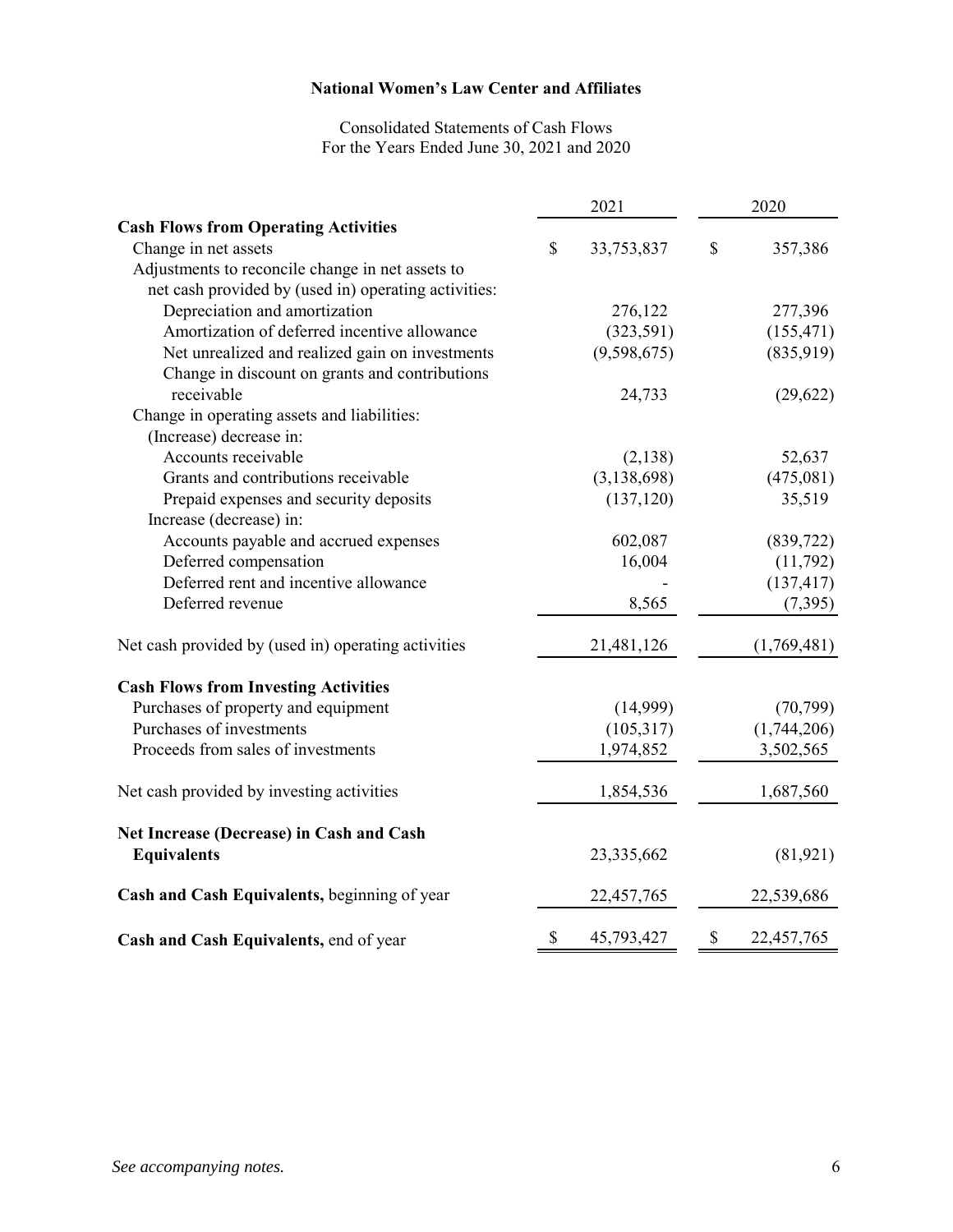**National Women's Law Center and Affiliates**

Consolidated Statements of Cash Flows
For the Years Ended June 30, 2021 and 2020

| | 2021 | 2020 |
|---|---|---|
| **Cash Flows from Operating Activities** | | |
| Change in net assets | $ 33,753,837 | $ 357,386 |
| Adjustments to reconcile change in net assets to net cash provided by (used in) operating activities: | | |
| Depreciation and amortization | 276,122 | 277,396 |
| Amortization of deferred incentive allowance | (323,591) | (155,471) |
| Net unrealized and realized gain on investments | (9,598,675) | (835,919) |
| Change in discount on grants and contributions receivable | 24,733 | (29,622) |
| Change in operating assets and liabilities: | | |
| (Increase) decrease in: | | |
| Accounts receivable | (2,138) | 52,637 |
| Grants and contributions receivable | (3,138,698) | (475,081) |
| Prepaid expenses and security deposits | (137,120) | 35,519 |
| Increase (decrease) in: | | |
| Accounts payable and accrued expenses | 602,087 | (839,722) |
| Deferred compensation | 16,004 | (11,792) |
| Deferred rent and incentive allowance | - | (137,417) |
| Deferred revenue | 8,565 | (7,395) |
| Net cash provided by (used in) operating activities | 21,481,126 | (1,769,481) |
| **Cash Flows from Investing Activities** | | |
| Purchases of property and equipment | (14,999) | (70,799) |
| Purchases of investments | (105,317) | (1,744,206) |
| Proceeds from sales of investments | 1,974,852 | 3,502,565 |
| Net cash provided by investing activities | 1,854,536 | 1,687,560 |
| **Net Increase (Decrease) in Cash and Cash Equivalents** | 23,335,662 | (81,921) |
| **Cash and Cash Equivalents,** beginning of year | 22,457,765 | 22,539,686 |
| **Cash and Cash Equivalents,** end of year | $ 45,793,427 | $ 22,457,765 |

*See accompanying notes.*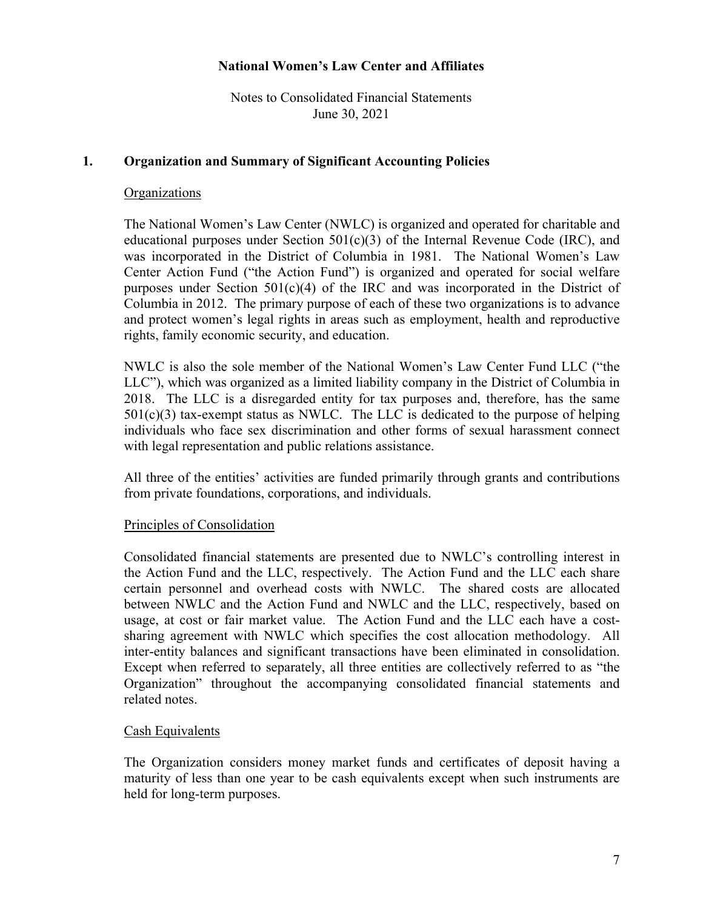**National Women's Law Center and Affiliates**

Notes to Consolidated Financial Statements
June 30, 2021

## 1. Organization and Summary of Significant Accounting Policies

### Organizations

The National Women's Law Center (NWLC) is organized and operated for charitable and educational purposes under Section 501(c)(3) of the Internal Revenue Code (IRC), and was incorporated in the District of Columbia in 1981. The National Women's Law Center Action Fund ("the Action Fund") is organized and operated for social welfare purposes under Section 501(c)(4) of the IRC and was incorporated in the District of Columbia in 2012. The primary purpose of each of these two organizations is to advance and protect women's legal rights in areas such as employment, health and reproductive rights, family economic security, and education.

NWLC is also the sole member of the National Women's Law Center Fund LLC ("the LLC"), which was organized as a limited liability company in the District of Columbia in 2018. The LLC is a disregarded entity for tax purposes and, therefore, has the same 501(c)(3) tax-exempt status as NWLC. The LLC is dedicated to the purpose of helping individuals who face sex discrimination and other forms of sexual harassment connect with legal representation and public relations assistance.

All three of the entities' activities are funded primarily through grants and contributions from private foundations, corporations, and individuals.

### Principles of Consolidation

Consolidated financial statements are presented due to NWLC's controlling interest in the Action Fund and the LLC, respectively. The Action Fund and the LLC each share certain personnel and overhead costs with NWLC. The shared costs are allocated between NWLC and the Action Fund and NWLC and the LLC, respectively, based on usage, at cost or fair market value. The Action Fund and the LLC each have a cost-sharing agreement with NWLC which specifies the cost allocation methodology. All inter-entity balances and significant transactions have been eliminated in consolidation. Except when referred to separately, all three entities are collectively referred to as "the Organization" throughout the accompanying consolidated financial statements and related notes.

### Cash Equivalents

The Organization considers money market funds and certificates of deposit having a maturity of less than one year to be cash equivalents except when such instruments are held for long-term purposes.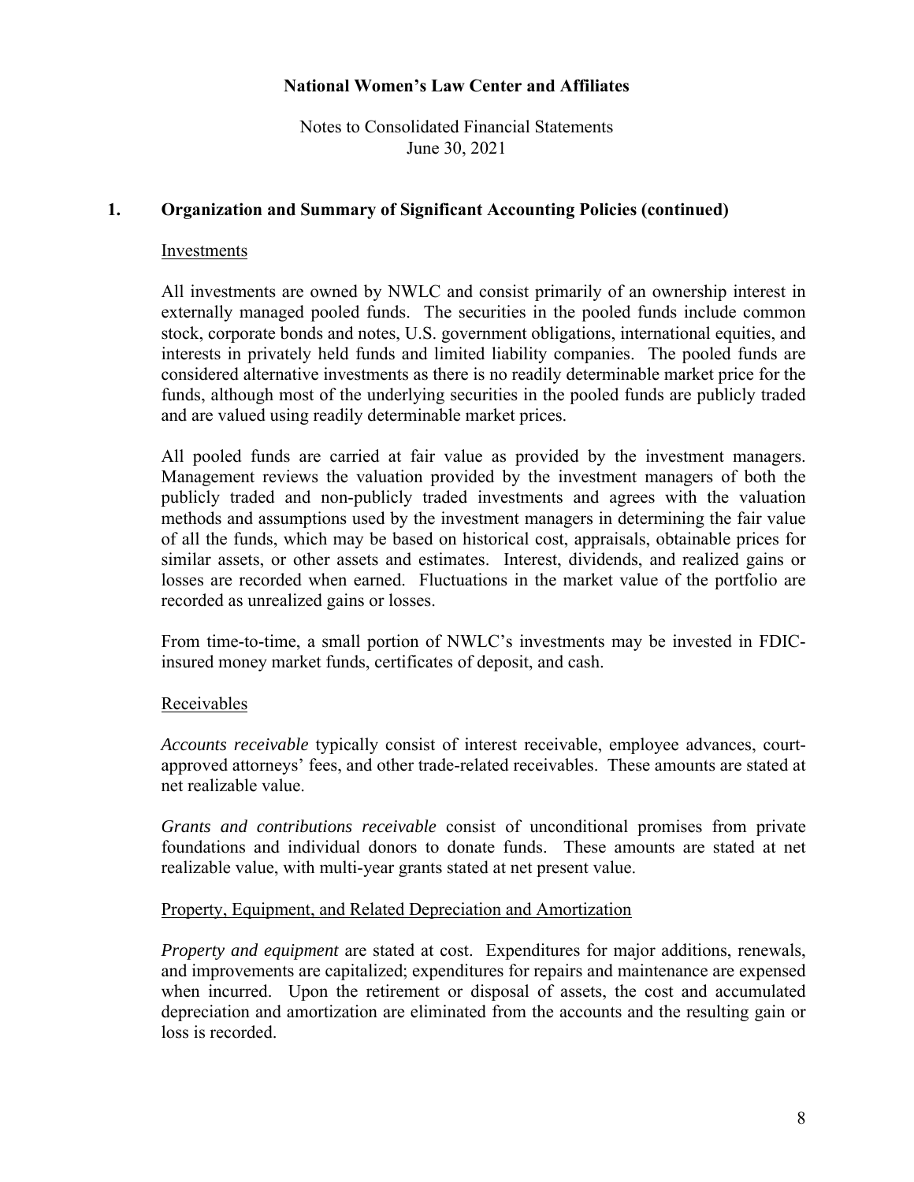## National Women's Law Center and Affiliates

Notes to Consolidated Financial Statements
June 30, 2021

### 1. Organization and Summary of Significant Accounting Policies (continued)

Investments

All investments are owned by NWLC and consist primarily of an ownership interest in externally managed pooled funds. The securities in the pooled funds include common stock, corporate bonds and notes, U.S. government obligations, international equities, and interests in privately held funds and limited liability companies. The pooled funds are considered alternative investments as there is no readily determinable market price for the funds, although most of the underlying securities in the pooled funds are publicly traded and are valued using readily determinable market prices.

All pooled funds are carried at fair value as provided by the investment managers. Management reviews the valuation provided by the investment managers of both the publicly traded and non-publicly traded investments and agrees with the valuation methods and assumptions used by the investment managers in determining the fair value of all the funds, which may be based on historical cost, appraisals, obtainable prices for similar assets, or other assets and estimates. Interest, dividends, and realized gains or losses are recorded when earned. Fluctuations in the market value of the portfolio are recorded as unrealized gains or losses.

From time-to-time, a small portion of NWLC's investments may be invested in FDIC-insured money market funds, certificates of deposit, and cash.

Receivables

*Accounts receivable* typically consist of interest receivable, employee advances, court-approved attorneys' fees, and other trade-related receivables. These amounts are stated at net realizable value.

*Grants and contributions receivable* consist of unconditional promises from private foundations and individual donors to donate funds. These amounts are stated at net realizable value, with multi-year grants stated at net present value.

Property, Equipment, and Related Depreciation and Amortization

*Property and equipment* are stated at cost. Expenditures for major additions, renewals, and improvements are capitalized; expenditures for repairs and maintenance are expensed when incurred. Upon the retirement or disposal of assets, the cost and accumulated depreciation and amortization are eliminated from the accounts and the resulting gain or loss is recorded.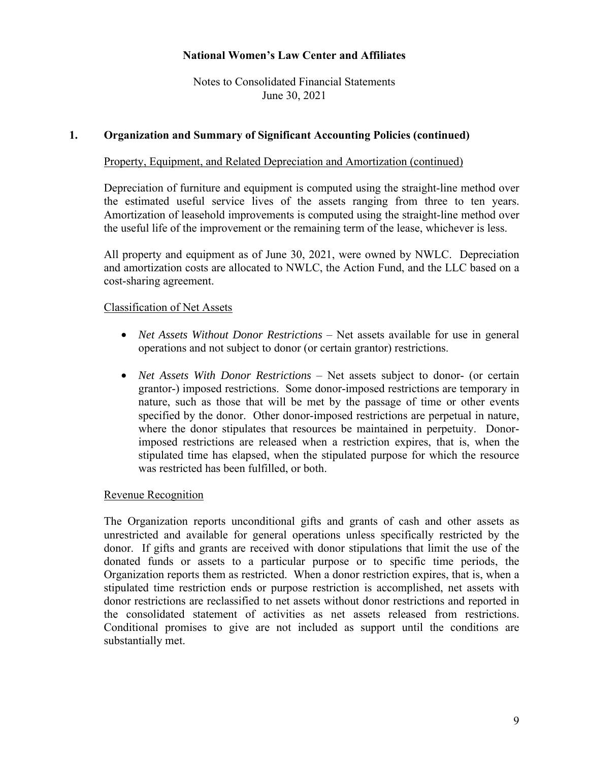**National Women's Law Center and Affiliates**

Notes to Consolidated Financial Statements
June 30, 2021

## 1. Organization and Summary of Significant Accounting Policies (continued)

Property, Equipment, and Related Depreciation and Amortization (continued)

Depreciation of furniture and equipment is computed using the straight-line method over the estimated useful service lives of the assets ranging from three to ten years. Amortization of leasehold improvements is computed using the straight-line method over the useful life of the improvement or the remaining term of the lease, whichever is less.

All property and equipment as of June 30, 2021, were owned by NWLC. Depreciation and amortization costs are allocated to NWLC, the Action Fund, and the LLC based on a cost-sharing agreement.

Classification of Net Assets

- *Net Assets Without Donor Restrictions* – Net assets available for use in general operations and not subject to donor (or certain grantor) restrictions.
- *Net Assets With Donor Restrictions* – Net assets subject to donor- (or certain grantor-) imposed restrictions. Some donor-imposed restrictions are temporary in nature, such as those that will be met by the passage of time or other events specified by the donor. Other donor-imposed restrictions are perpetual in nature, where the donor stipulates that resources be maintained in perpetuity. Donor-imposed restrictions are released when a restriction expires, that is, when the stipulated time has elapsed, when the stipulated purpose for which the resource was restricted has been fulfilled, or both.

Revenue Recognition

The Organization reports unconditional gifts and grants of cash and other assets as unrestricted and available for general operations unless specifically restricted by the donor. If gifts and grants are received with donor stipulations that limit the use of the donated funds or assets to a particular purpose or to specific time periods, the Organization reports them as restricted. When a donor restriction expires, that is, when a stipulated time restriction ends or purpose restriction is accomplished, net assets with donor restrictions are reclassified to net assets without donor restrictions and reported in the consolidated statement of activities as net assets released from restrictions. Conditional promises to give are not included as support until the conditions are substantially met.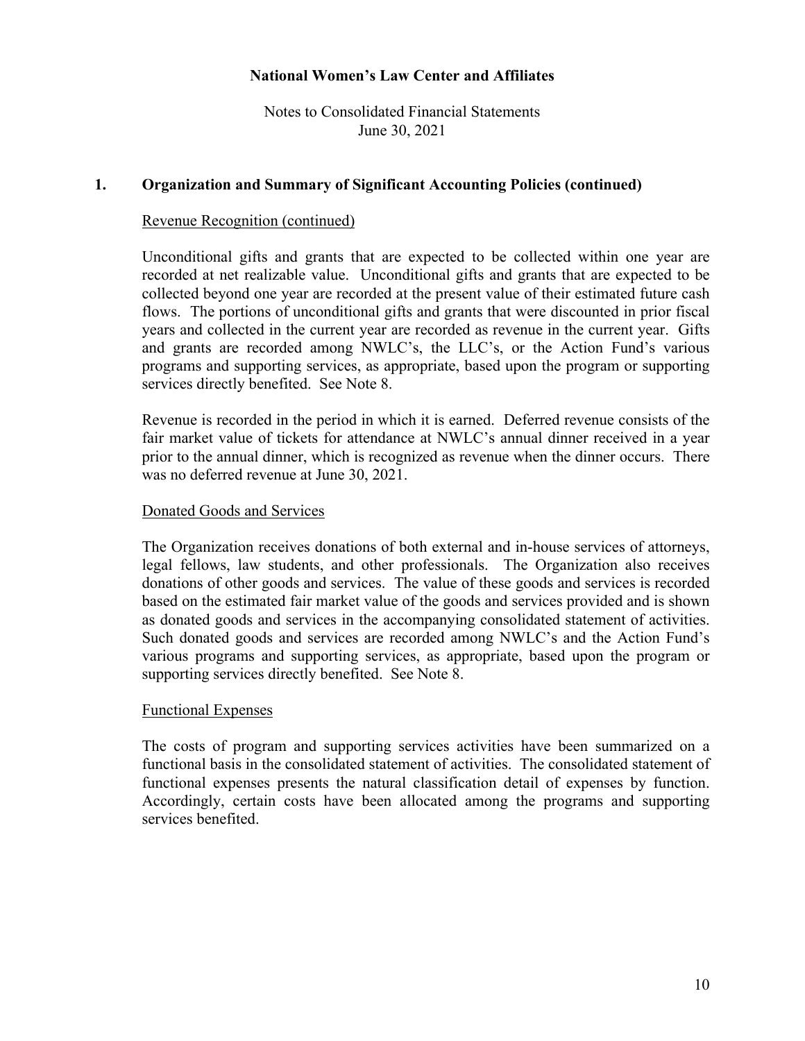**National Women's Law Center and Affiliates**

Notes to Consolidated Financial Statements
June 30, 2021

## 1. Organization and Summary of Significant Accounting Policies (continued)

### Revenue Recognition (continued)

Unconditional gifts and grants that are expected to be collected within one year are recorded at net realizable value. Unconditional gifts and grants that are expected to be collected beyond one year are recorded at the present value of their estimated future cash flows. The portions of unconditional gifts and grants that were discounted in prior fiscal years and collected in the current year are recorded as revenue in the current year. Gifts and grants are recorded among NWLC's, the LLC's, or the Action Fund's various programs and supporting services, as appropriate, based upon the program or supporting services directly benefited. See Note 8.

Revenue is recorded in the period in which it is earned. Deferred revenue consists of the fair market value of tickets for attendance at NWLC's annual dinner received in a year prior to the annual dinner, which is recognized as revenue when the dinner occurs. There was no deferred revenue at June 30, 2021.

### Donated Goods and Services

The Organization receives donations of both external and in-house services of attorneys, legal fellows, law students, and other professionals. The Organization also receives donations of other goods and services. The value of these goods and services is recorded based on the estimated fair market value of the goods and services provided and is shown as donated goods and services in the accompanying consolidated statement of activities. Such donated goods and services are recorded among NWLC's and the Action Fund's various programs and supporting services, as appropriate, based upon the program or supporting services directly benefited. See Note 8.

### Functional Expenses

The costs of program and supporting services activities have been summarized on a functional basis in the consolidated statement of activities. The consolidated statement of functional expenses presents the natural classification detail of expenses by function. Accordingly, certain costs have been allocated among the programs and supporting services benefited.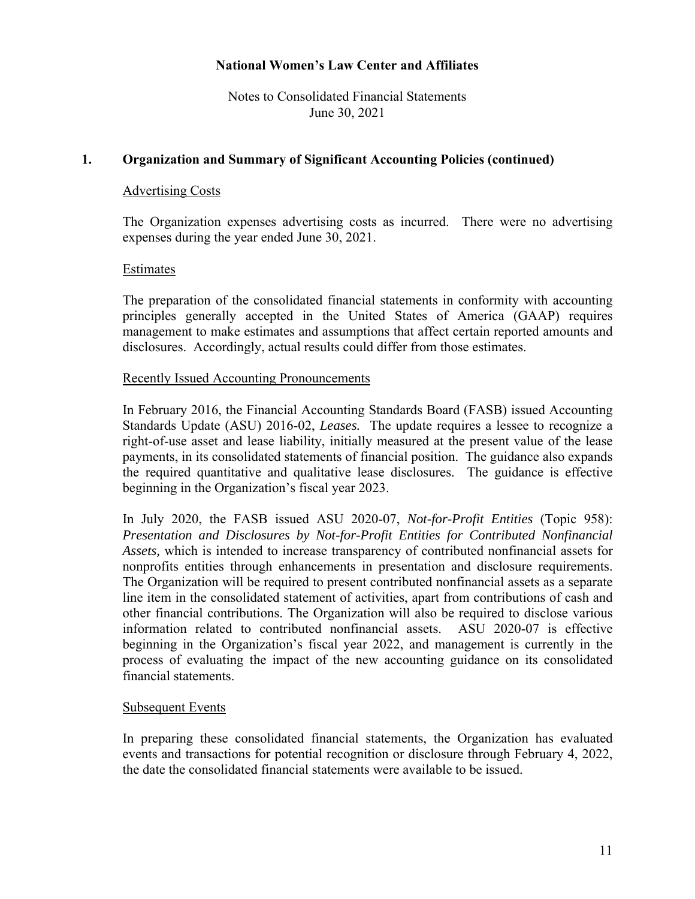## 1. Organization and Summary of Significant Accounting Policies (continued)

### Advertising Costs

The Organization expenses advertising costs as incurred. There were no advertising expenses during the year ended June 30, 2021.

### Estimates

The preparation of the consolidated financial statements in conformity with accounting principles generally accepted in the United States of America (GAAP) requires management to make estimates and assumptions that affect certain reported amounts and disclosures. Accordingly, actual results could differ from those estimates.

### Recently Issued Accounting Pronouncements

In February 2016, the Financial Accounting Standards Board (FASB) issued Accounting Standards Update (ASU) 2016-02, *Leases.* The update requires a lessee to recognize a right-of-use asset and lease liability, initially measured at the present value of the lease payments, in its consolidated statements of financial position. The guidance also expands the required quantitative and qualitative lease disclosures. The guidance is effective beginning in the Organization's fiscal year 2023.

In July 2020, the FASB issued ASU 2020-07, *Not-for-Profit Entities* (Topic 958): *Presentation and Disclosures by Not-for-Profit Entities for Contributed Nonfinancial Assets,* which is intended to increase transparency of contributed nonfinancial assets for nonprofits entities through enhancements in presentation and disclosure requirements. The Organization will be required to present contributed nonfinancial assets as a separate line item in the consolidated statement of activities, apart from contributions of cash and other financial contributions. The Organization will also be required to disclose various information related to contributed nonfinancial assets. ASU 2020-07 is effective beginning in the Organization's fiscal year 2022, and management is currently in the process of evaluating the impact of the new accounting guidance on its consolidated financial statements.

### Subsequent Events

In preparing these consolidated financial statements, the Organization has evaluated events and transactions for potential recognition or disclosure through February 4, 2022, the date the consolidated financial statements were available to be issued.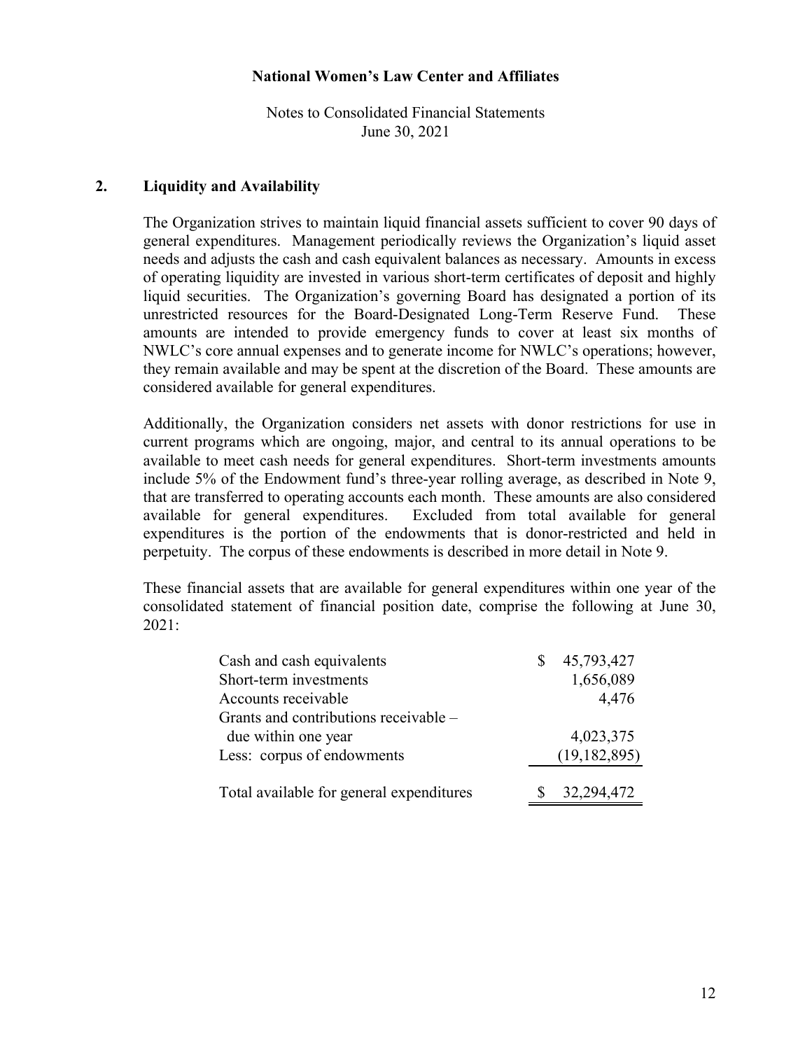# National Women's Law Center and Affiliates

Notes to Consolidated Financial Statements
June 30, 2021

## 2. Liquidity and Availability

The Organization strives to maintain liquid financial assets sufficient to cover 90 days of general expenditures. Management periodically reviews the Organization's liquid asset needs and adjusts the cash and cash equivalent balances as necessary. Amounts in excess of operating liquidity are invested in various short-term certificates of deposit and highly liquid securities. The Organization's governing Board has designated a portion of its unrestricted resources for the Board-Designated Long-Term Reserve Fund. These amounts are intended to provide emergency funds to cover at least six months of NWLC's core annual expenses and to generate income for NWLC's operations; however, they remain available and may be spent at the discretion of the Board. These amounts are considered available for general expenditures.

Additionally, the Organization considers net assets with donor restrictions for use in current programs which are ongoing, major, and central to its annual operations to be available to meet cash needs for general expenditures. Short-term investments amounts include 5% of the Endowment fund's three-year rolling average, as described in Note 9, that are transferred to operating accounts each month. These amounts are also considered available for general expenditures. Excluded from total available for general expenditures is the portion of the endowments that is donor-restricted and held in perpetuity. The corpus of these endowments is described in more detail in Note 9.

These financial assets that are available for general expenditures within one year of the consolidated statement of financial position date, comprise the following at June 30, 2021:

| | |
|---|---|
| Cash and cash equivalents | $ 45,793,427 |
| Short-term investments | 1,656,089 |
| Accounts receivable | 4,476 |
| Grants and contributions receivable – due within one year | 4,023,375 |
| Less: corpus of endowments | (19,182,895) |
| Total available for general expenditures | $ 32,294,472 |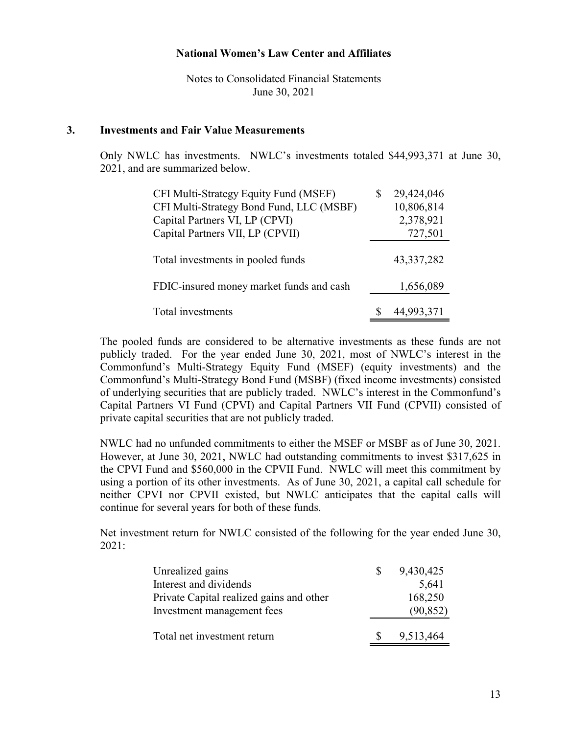### 3. Investments and Fair Value Measurements

Only NWLC has investments. NWLC's investments totaled $44,993,371 at June 30, 2021, and are summarized below.

| | |
|---|---|
| CFI Multi-Strategy Equity Fund (MSEF) | $ 29,424,046 |
| CFI Multi-Strategy Bond Fund, LLC (MSBF) | 10,806,814 |
| Capital Partners VI, LP (CPVI) | 2,378,921 |
| Capital Partners VII, LP (CPVII) | 727,501 |
| Total investments in pooled funds | 43,337,282 |
| FDIC-insured money market funds and cash | 1,656,089 |
| Total investments | $ 44,993,371 |

The pooled funds are considered to be alternative investments as these funds are not publicly traded. For the year ended June 30, 2021, most of NWLC's interest in the Commonfund's Multi-Strategy Equity Fund (MSEF) (equity investments) and the Commonfund's Multi-Strategy Bond Fund (MSBF) (fixed income investments) consisted of underlying securities that are publicly traded. NWLC's interest in the Commonfund's Capital Partners VI Fund (CPVI) and Capital Partners VII Fund (CPVII) consisted of private capital securities that are not publicly traded.

NWLC had no unfunded commitments to either the MSEF or MSBF as of June 30, 2021. However, at June 30, 2021, NWLC had outstanding commitments to invest $317,625 in the CPVI Fund and $560,000 in the CPVII Fund. NWLC will meet this commitment by using a portion of its other investments. As of June 30, 2021, a capital call schedule for neither CPVI nor CPVII existed, but NWLC anticipates that the capital calls will continue for several years for both of these funds.

Net investment return for NWLC consisted of the following for the year ended June 30, 2021:

| | |
|---|---|
| Unrealized gains | $ 9,430,425 |
| Interest and dividends | 5,641 |
| Private Capital realized gains and other | 168,250 |
| Investment management fees | (90,852) |
| Total net investment return | $ 9,513,464 |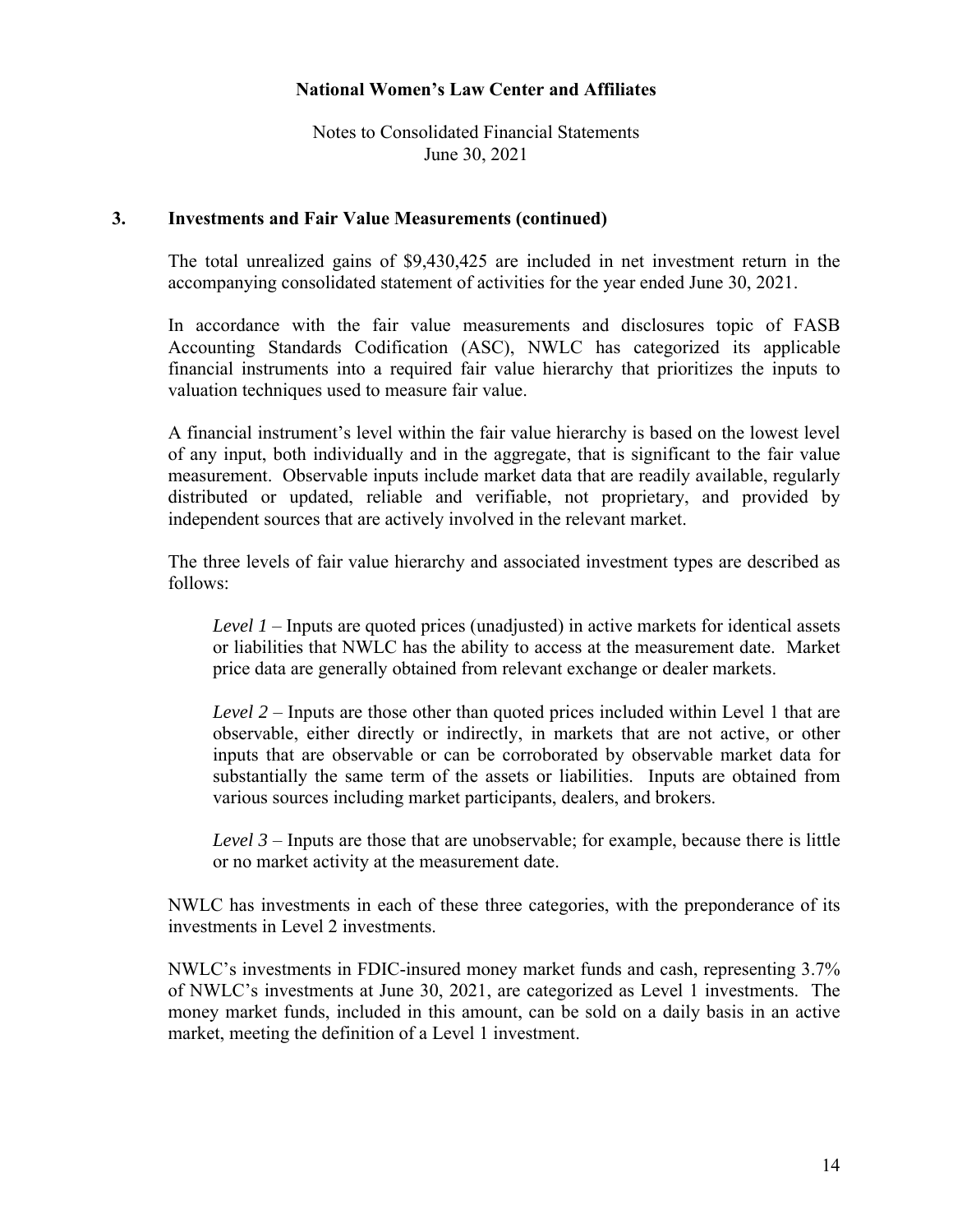### 3. Investments and Fair Value Measurements (continued)

The total unrealized gains of $9,430,425 are included in net investment return in the accompanying consolidated statement of activities for the year ended June 30, 2021.

In accordance with the fair value measurements and disclosures topic of FASB Accounting Standards Codification (ASC), NWLC has categorized its applicable financial instruments into a required fair value hierarchy that prioritizes the inputs to valuation techniques used to measure fair value.

A financial instrument's level within the fair value hierarchy is based on the lowest level of any input, both individually and in the aggregate, that is significant to the fair value measurement. Observable inputs include market data that are readily available, regularly distributed or updated, reliable and verifiable, not proprietary, and provided by independent sources that are actively involved in the relevant market.

The three levels of fair value hierarchy and associated investment types are described as follows:

*Level 1* – Inputs are quoted prices (unadjusted) in active markets for identical assets or liabilities that NWLC has the ability to access at the measurement date. Market price data are generally obtained from relevant exchange or dealer markets.

*Level 2* – Inputs are those other than quoted prices included within Level 1 that are observable, either directly or indirectly, in markets that are not active, or other inputs that are observable or can be corroborated by observable market data for substantially the same term of the assets or liabilities. Inputs are obtained from various sources including market participants, dealers, and brokers.

*Level 3* – Inputs are those that are unobservable; for example, because there is little or no market activity at the measurement date.

NWLC has investments in each of these three categories, with the preponderance of its investments in Level 2 investments.

NWLC's investments in FDIC-insured money market funds and cash, representing 3.7% of NWLC's investments at June 30, 2021, are categorized as Level 1 investments. The money market funds, included in this amount, can be sold on a daily basis in an active market, meeting the definition of a Level 1 investment.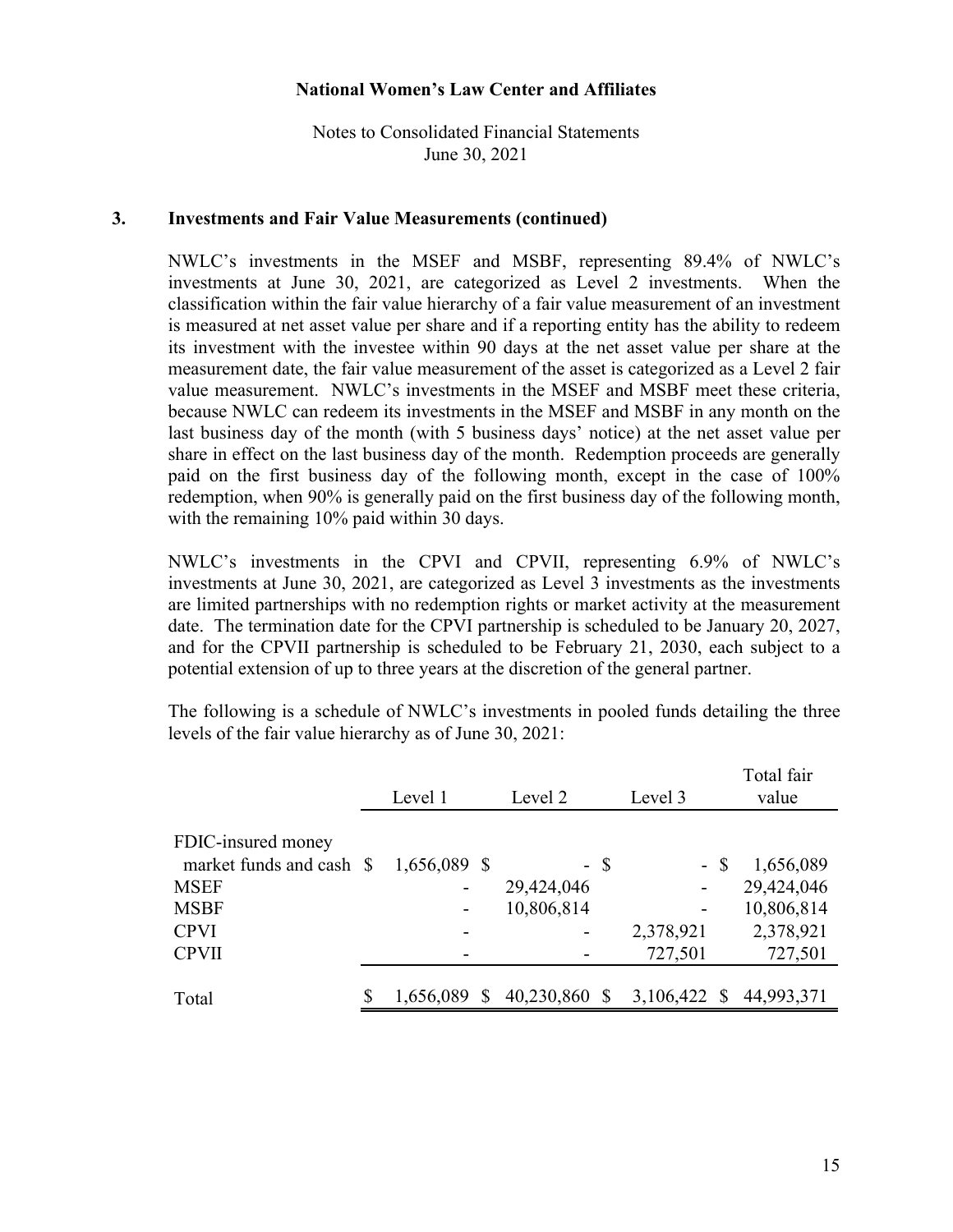### 3. Investments and Fair Value Measurements (continued)

NWLC's investments in the MSEF and MSBF, representing 89.4% of NWLC's investments at June 30, 2021, are categorized as Level 2 investments. When the classification within the fair value hierarchy of a fair value measurement of an investment is measured at net asset value per share and if a reporting entity has the ability to redeem its investment with the investee within 90 days at the net asset value per share at the measurement date, the fair value measurement of the asset is categorized as a Level 2 fair value measurement. NWLC's investments in the MSEF and MSBF meet these criteria, because NWLC can redeem its investments in the MSEF and MSBF in any month on the last business day of the month (with 5 business days' notice) at the net asset value per share in effect on the last business day of the month. Redemption proceeds are generally paid on the first business day of the following month, except in the case of 100% redemption, when 90% is generally paid on the first business day of the following month, with the remaining 10% paid within 30 days.

NWLC's investments in the CPVI and CPVII, representing 6.9% of NWLC's investments at June 30, 2021, are categorized as Level 3 investments as the investments are limited partnerships with no redemption rights or market activity at the measurement date. The termination date for the CPVI partnership is scheduled to be January 20, 2027, and for the CPVII partnership is scheduled to be February 21, 2030, each subject to a potential extension of up to three years at the discretion of the general partner.

The following is a schedule of NWLC's investments in pooled funds detailing the three levels of the fair value hierarchy as of June 30, 2021:

| | Level 1 | Level 2 | Level 3 | Total fair value |
|---|---|---|---|---|
| FDIC-insured money market funds and cash | $ 1,656,089 | $ - | $ - | $ 1,656,089 |
| MSEF | - | 29,424,046 | - | 29,424,046 |
| MSBF | - | 10,806,814 | - | 10,806,814 |
| CPVI | - | - | 2,378,921 | 2,378,921 |
| CPVII | - | - | 727,501 | 727,501 |
| Total | $ 1,656,089 | $ 40,230,860 | $ 3,106,422 | $ 44,993,371 |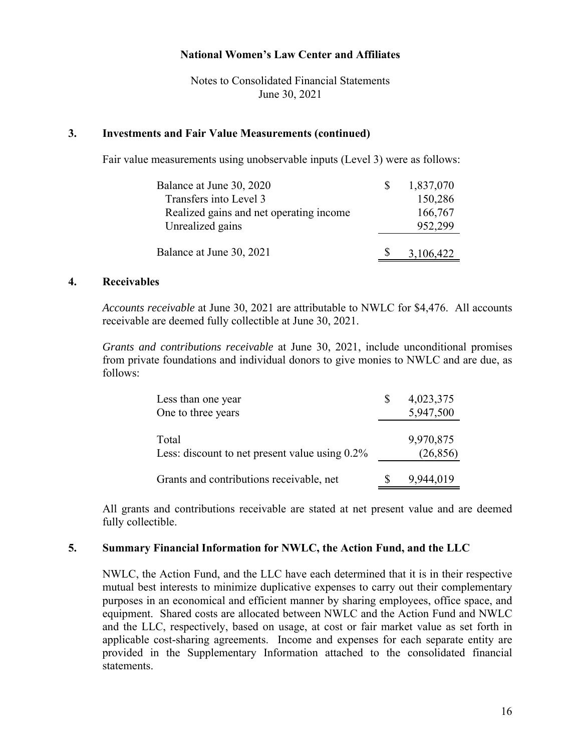## 3. Investments and Fair Value Measurements (continued)

Fair value measurements using unobservable inputs (Level 3) were as follows:

| | |
|---|---|
| Balance at June 30, 2020 | $ 1,837,070 |
| Transfers into Level 3 | 150,286 |
| Realized gains and net operating income | 166,767 |
| Unrealized gains | 952,299 |
| Balance at June 30, 2021 | $ 3,106,422 |

## 4. Receivables

*Accounts receivable* at June 30, 2021 are attributable to NWLC for $4,476. All accounts receivable are deemed fully collectible at June 30, 2021.

*Grants and contributions receivable* at June 30, 2021, include unconditional promises from private foundations and individual donors to give monies to NWLC and are due, as follows:

| | |
|---|---|
| Less than one year | $ 4,023,375 |
| One to three years | 5,947,500 |
| Total | 9,970,875 |
| Less: discount to net present value using 0.2% | (26,856) |
| Grants and contributions receivable, net | $ 9,944,019 |

All grants and contributions receivable are stated at net present value and are deemed fully collectible.

## 5. Summary Financial Information for NWLC, the Action Fund, and the LLC

NWLC, the Action Fund, and the LLC have each determined that it is in their respective mutual best interests to minimize duplicative expenses to carry out their complementary purposes in an economical and efficient manner by sharing employees, office space, and equipment. Shared costs are allocated between NWLC and the Action Fund and NWLC and the LLC, respectively, based on usage, at cost or fair market value as set forth in applicable cost-sharing agreements. Income and expenses for each separate entity are provided in the Supplementary Information attached to the consolidated financial statements.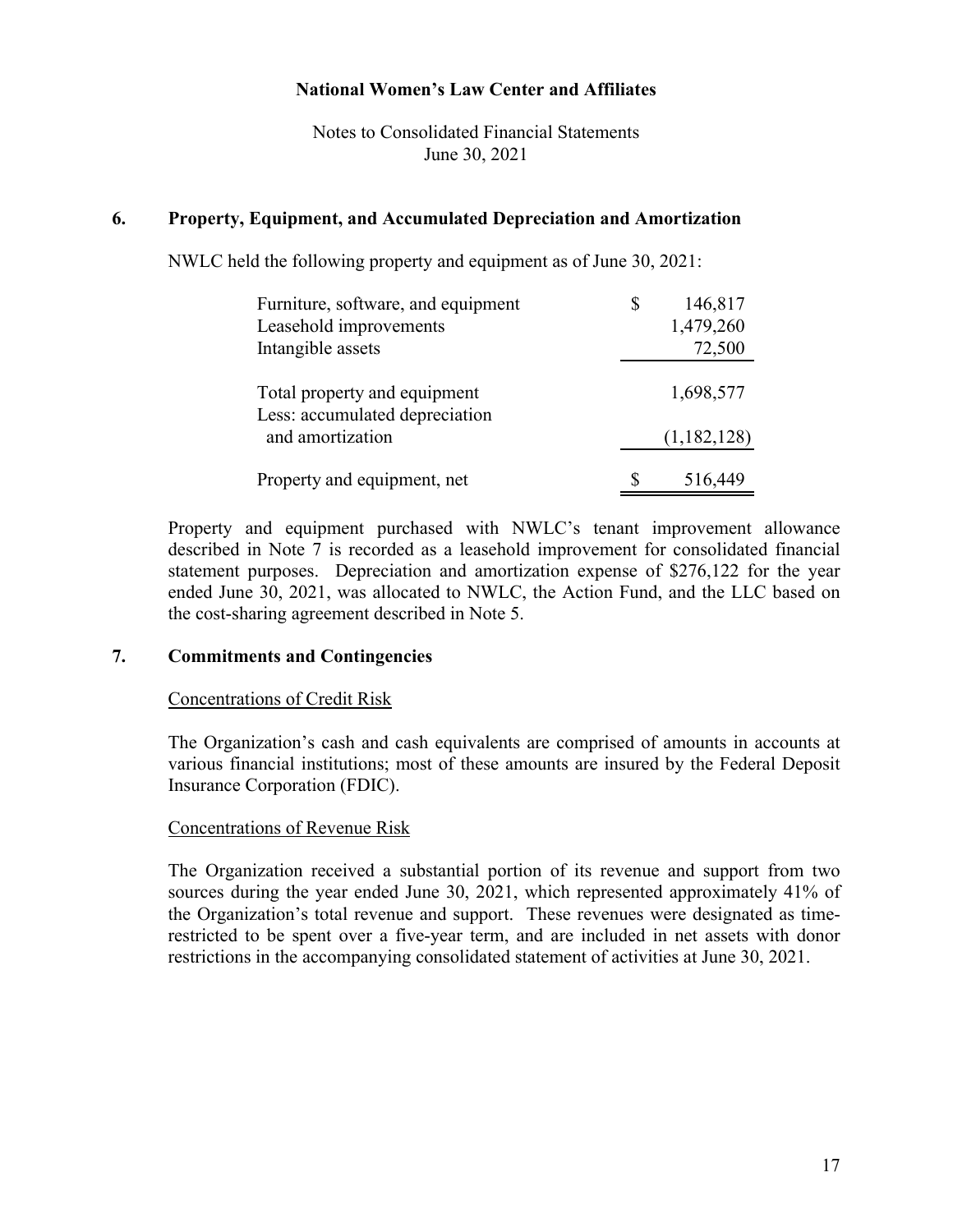## 6. Property, Equipment, and Accumulated Depreciation and Amortization

NWLC held the following property and equipment as of June 30, 2021:

| | |
|---|---|
| Furniture, software, and equipment | $ 146,817 |
| Leasehold improvements | 1,479,260 |
| Intangible assets | 72,500 |
| Total property and equipment | 1,698,577 |
| Less: accumulated depreciation and amortization | (1,182,128) |
| Property and equipment, net | $ 516,449 |

Property and equipment purchased with NWLC's tenant improvement allowance described in Note 7 is recorded as a leasehold improvement for consolidated financial statement purposes. Depreciation and amortization expense of $276,122 for the year ended June 30, 2021, was allocated to NWLC, the Action Fund, and the LLC based on the cost-sharing agreement described in Note 5.

## 7. Commitments and Contingencies

Concentrations of Credit Risk

The Organization's cash and cash equivalents are comprised of amounts in accounts at various financial institutions; most of these amounts are insured by the Federal Deposit Insurance Corporation (FDIC).

Concentrations of Revenue Risk

The Organization received a substantial portion of its revenue and support from two sources during the year ended June 30, 2021, which represented approximately 41% of the Organization's total revenue and support. These revenues were designated as time-restricted to be spent over a five-year term, and are included in net assets with donor restrictions in the accompanying consolidated statement of activities at June 30, 2021.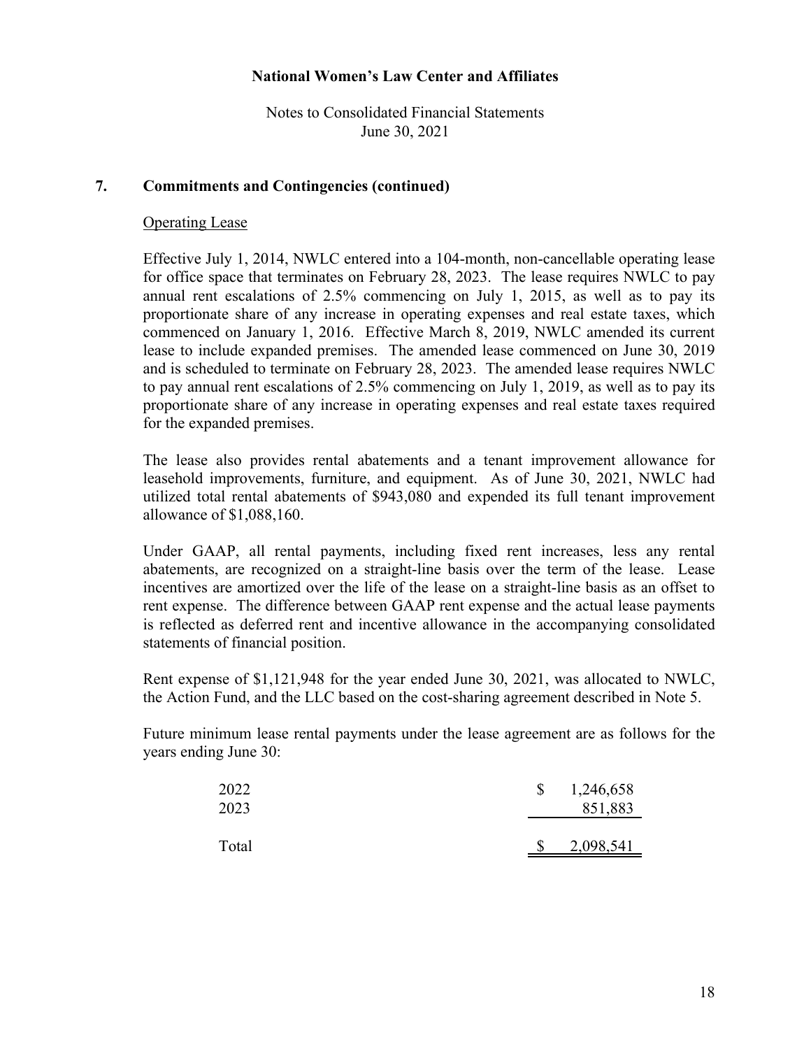# National Women's Law Center and Affiliates

Notes to Consolidated Financial Statements
June 30, 2021

## 7. Commitments and Contingencies (continued)

### Operating Lease

Effective July 1, 2014, NWLC entered into a 104-month, non-cancellable operating lease for office space that terminates on February 28, 2023. The lease requires NWLC to pay annual rent escalations of 2.5% commencing on July 1, 2015, as well as to pay its proportionate share of any increase in operating expenses and real estate taxes, which commenced on January 1, 2016. Effective March 8, 2019, NWLC amended its current lease to include expanded premises. The amended lease commenced on June 30, 2019 and is scheduled to terminate on February 28, 2023. The amended lease requires NWLC to pay annual rent escalations of 2.5% commencing on July 1, 2019, as well as to pay its proportionate share of any increase in operating expenses and real estate taxes required for the expanded premises.

The lease also provides rental abatements and a tenant improvement allowance for leasehold improvements, furniture, and equipment. As of June 30, 2021, NWLC had utilized total rental abatements of $943,080 and expended its full tenant improvement allowance of $1,088,160.

Under GAAP, all rental payments, including fixed rent increases, less any rental abatements, are recognized on a straight-line basis over the term of the lease. Lease incentives are amortized over the life of the lease on a straight-line basis as an offset to rent expense. The difference between GAAP rent expense and the actual lease payments is reflected as deferred rent and incentive allowance in the accompanying consolidated statements of financial position.

Rent expense of $1,121,948 for the year ended June 30, 2021, was allocated to NWLC, the Action Fund, and the LLC based on the cost-sharing agreement described in Note 5.

Future minimum lease rental payments under the lease agreement are as follows for the years ending June 30:

| | |
|---|---|
| 2022 | $ 1,246,658 |
| 2023 | 851,883 |
| Total | $ 2,098,541 |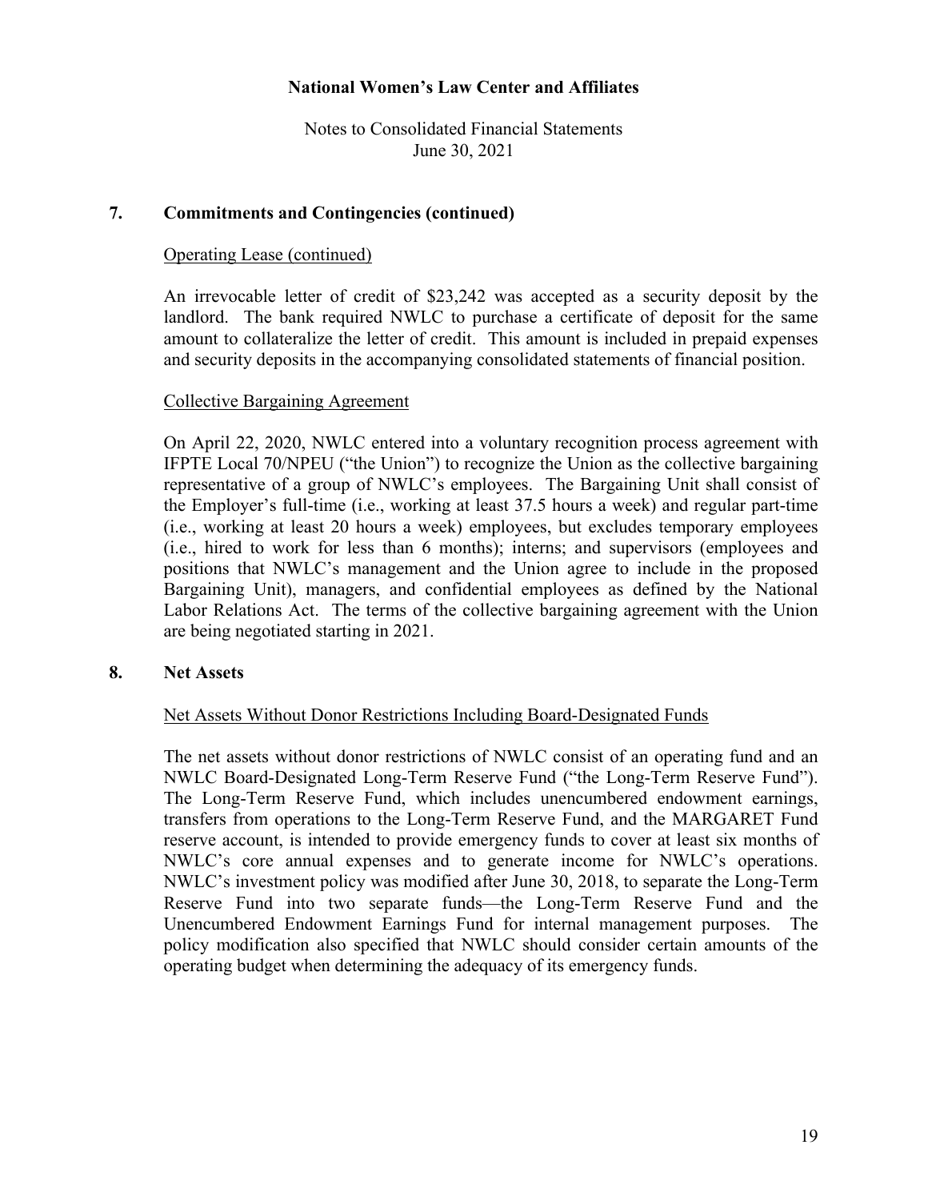## 7. Commitments and Contingencies (continued)

Operating Lease (continued)

An irrevocable letter of credit of $23,242 was accepted as a security deposit by the landlord. The bank required NWLC to purchase a certificate of deposit for the same amount to collateralize the letter of credit. This amount is included in prepaid expenses and security deposits in the accompanying consolidated statements of financial position.

Collective Bargaining Agreement

On April 22, 2020, NWLC entered into a voluntary recognition process agreement with IFPTE Local 70/NPEU ("the Union") to recognize the Union as the collective bargaining representative of a group of NWLC's employees. The Bargaining Unit shall consist of the Employer's full-time (i.e., working at least 37.5 hours a week) and regular part-time (i.e., working at least 20 hours a week) employees, but excludes temporary employees (i.e., hired to work for less than 6 months); interns; and supervisors (employees and positions that NWLC's management and the Union agree to include in the proposed Bargaining Unit), managers, and confidential employees as defined by the National Labor Relations Act. The terms of the collective bargaining agreement with the Union are being negotiated starting in 2021.

## 8. Net Assets

Net Assets Without Donor Restrictions Including Board-Designated Funds

The net assets without donor restrictions of NWLC consist of an operating fund and an NWLC Board-Designated Long-Term Reserve Fund ("the Long-Term Reserve Fund"). The Long-Term Reserve Fund, which includes unencumbered endowment earnings, transfers from operations to the Long-Term Reserve Fund, and the MARGARET Fund reserve account, is intended to provide emergency funds to cover at least six months of NWLC's core annual expenses and to generate income for NWLC's operations. NWLC's investment policy was modified after June 30, 2018, to separate the Long-Term Reserve Fund into two separate funds—the Long-Term Reserve Fund and the Unencumbered Endowment Earnings Fund for internal management purposes. The policy modification also specified that NWLC should consider certain amounts of the operating budget when determining the adequacy of its emergency funds.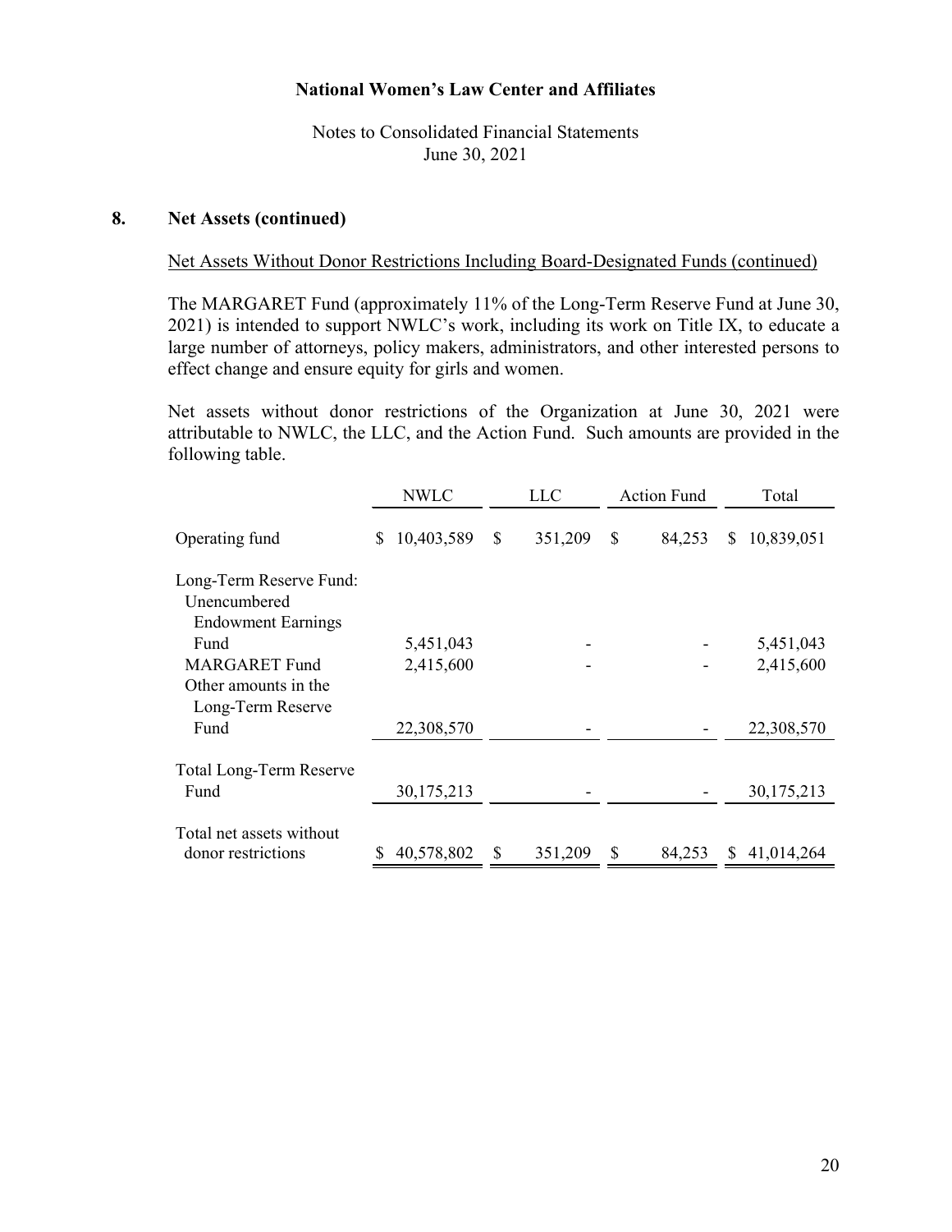## 8. Net Assets (continued)

Net Assets Without Donor Restrictions Including Board-Designated Funds (continued)

The MARGARET Fund (approximately 11% of the Long-Term Reserve Fund at June 30, 2021) is intended to support NWLC's work, including its work on Title IX, to educate a large number of attorneys, policy makers, administrators, and other interested persons to effect change and ensure equity for girls and women.

Net assets without donor restrictions of the Organization at June 30, 2021 were attributable to NWLC, the LLC, and the Action Fund. Such amounts are provided in the following table.

| | NWLC | LLC | Action Fund | Total |
|---|---|---|---|---|
| Operating fund | $ 10,403,589 | $ 351,209 | $ 84,253 | $ 10,839,051 |
| Long-Term Reserve Fund: | | | | |
| Unencumbered Endowment Earnings Fund | 5,451,043 | - | - | 5,451,043 |
| MARGARET Fund | 2,415,600 | - | - | 2,415,600 |
| Other amounts in the Long-Term Reserve Fund | 22,308,570 | - | - | 22,308,570 |
| Total Long-Term Reserve Fund | 30,175,213 | - | - | 30,175,213 |
| Total net assets without donor restrictions | $ 40,578,802 | $ 351,209 | $ 84,253 | $ 41,014,264 |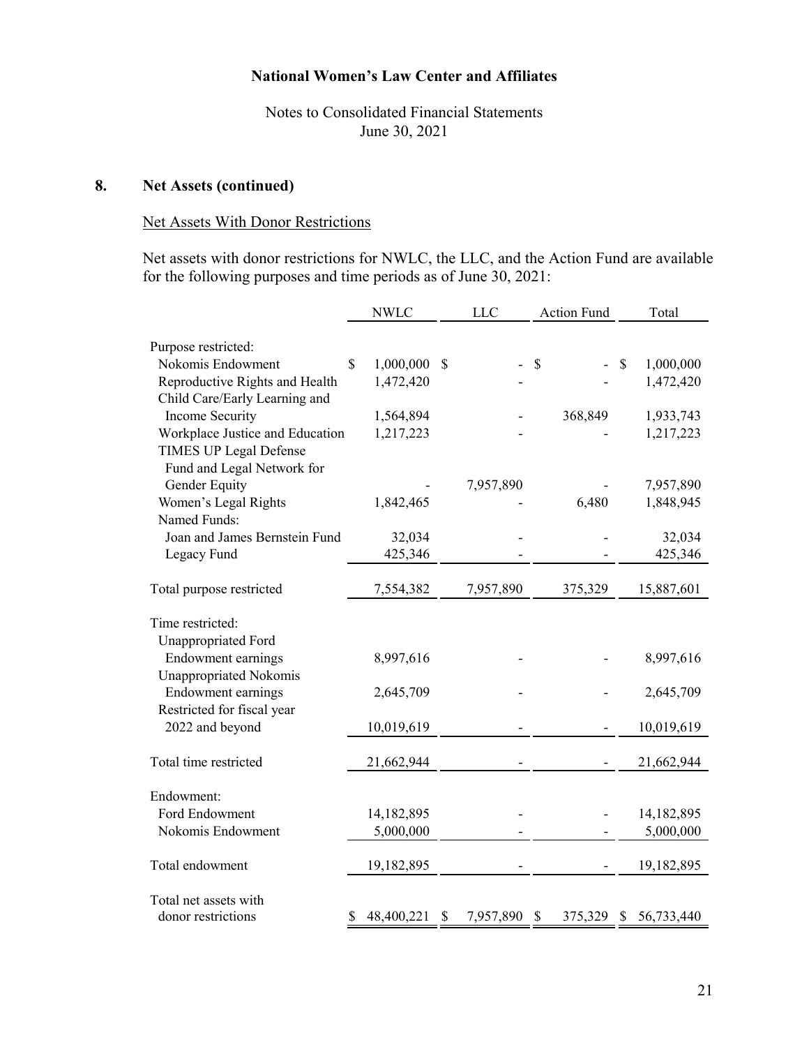## 8. Net Assets (continued)

### Net Assets With Donor Restrictions

Net assets with donor restrictions for NWLC, the LLC, and the Action Fund are available for the following purposes and time periods as of June 30, 2021:

| | NWLC | LLC | Action Fund | Total |
|---|---|---|---|---|
| Purpose restricted: | | | | |
| Nokomis Endowment | $ 1,000,000 | $ - | $ - | $ 1,000,000 |
| Reproductive Rights and Health | 1,472,420 | - | - | 1,472,420 |
| Child Care/Early Learning and Income Security | 1,564,894 | - | 368,849 | 1,933,743 |
| Workplace Justice and Education | 1,217,223 | - | - | 1,217,223 |
| TIMES UP Legal Defense Fund and Legal Network for Gender Equity | - | 7,957,890 | - | 7,957,890 |
| Women's Legal Rights | 1,842,465 | - | 6,480 | 1,848,945 |
| Named Funds: | | | | |
| Joan and James Bernstein Fund | 32,034 | - | - | 32,034 |
| Legacy Fund | 425,346 | - | - | 425,346 |
| Total purpose restricted | 7,554,382 | 7,957,890 | 375,329 | 15,887,601 |
| Time restricted: | | | | |
| Unappropriated Ford Endowment earnings | 8,997,616 | - | - | 8,997,616 |
| Unappropriated Nokomis Endowment earnings | 2,645,709 | - | - | 2,645,709 |
| Restricted for fiscal year 2022 and beyond | 10,019,619 | - | - | 10,019,619 |
| Total time restricted | 21,662,944 | - | - | 21,662,944 |
| Endowment: | | | | |
| Ford Endowment | 14,182,895 | - | - | 14,182,895 |
| Nokomis Endowment | 5,000,000 | - | - | 5,000,000 |
| Total endowment | 19,182,895 | - | - | 19,182,895 |
| Total net assets with donor restrictions | $ 48,400,221 | $ 7,957,890 | $ 375,329 | $ 56,733,440 |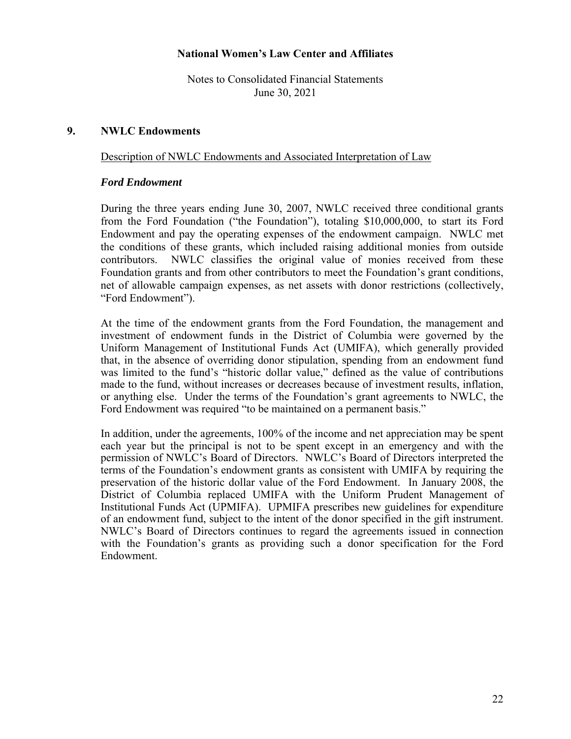## 9. NWLC Endowments

Description of NWLC Endowments and Associated Interpretation of Law

### *Ford Endowment*

During the three years ending June 30, 2007, NWLC received three conditional grants from the Ford Foundation ("the Foundation"), totaling $10,000,000, to start its Ford Endowment and pay the operating expenses of the endowment campaign. NWLC met the conditions of these grants, which included raising additional monies from outside contributors. NWLC classifies the original value of monies received from these Foundation grants and from other contributors to meet the Foundation's grant conditions, net of allowable campaign expenses, as net assets with donor restrictions (collectively, "Ford Endowment").

At the time of the endowment grants from the Ford Foundation, the management and investment of endowment funds in the District of Columbia were governed by the Uniform Management of Institutional Funds Act (UMIFA), which generally provided that, in the absence of overriding donor stipulation, spending from an endowment fund was limited to the fund's "historic dollar value," defined as the value of contributions made to the fund, without increases or decreases because of investment results, inflation, or anything else. Under the terms of the Foundation's grant agreements to NWLC, the Ford Endowment was required "to be maintained on a permanent basis."

In addition, under the agreements, 100% of the income and net appreciation may be spent each year but the principal is not to be spent except in an emergency and with the permission of NWLC's Board of Directors. NWLC's Board of Directors interpreted the terms of the Foundation's endowment grants as consistent with UMIFA by requiring the preservation of the historic dollar value of the Ford Endowment. In January 2008, the District of Columbia replaced UMIFA with the Uniform Prudent Management of Institutional Funds Act (UPMIFA). UPMIFA prescribes new guidelines for expenditure of an endowment fund, subject to the intent of the donor specified in the gift instrument. NWLC's Board of Directors continues to regard the agreements issued in connection with the Foundation's grants as providing such a donor specification for the Ford Endowment.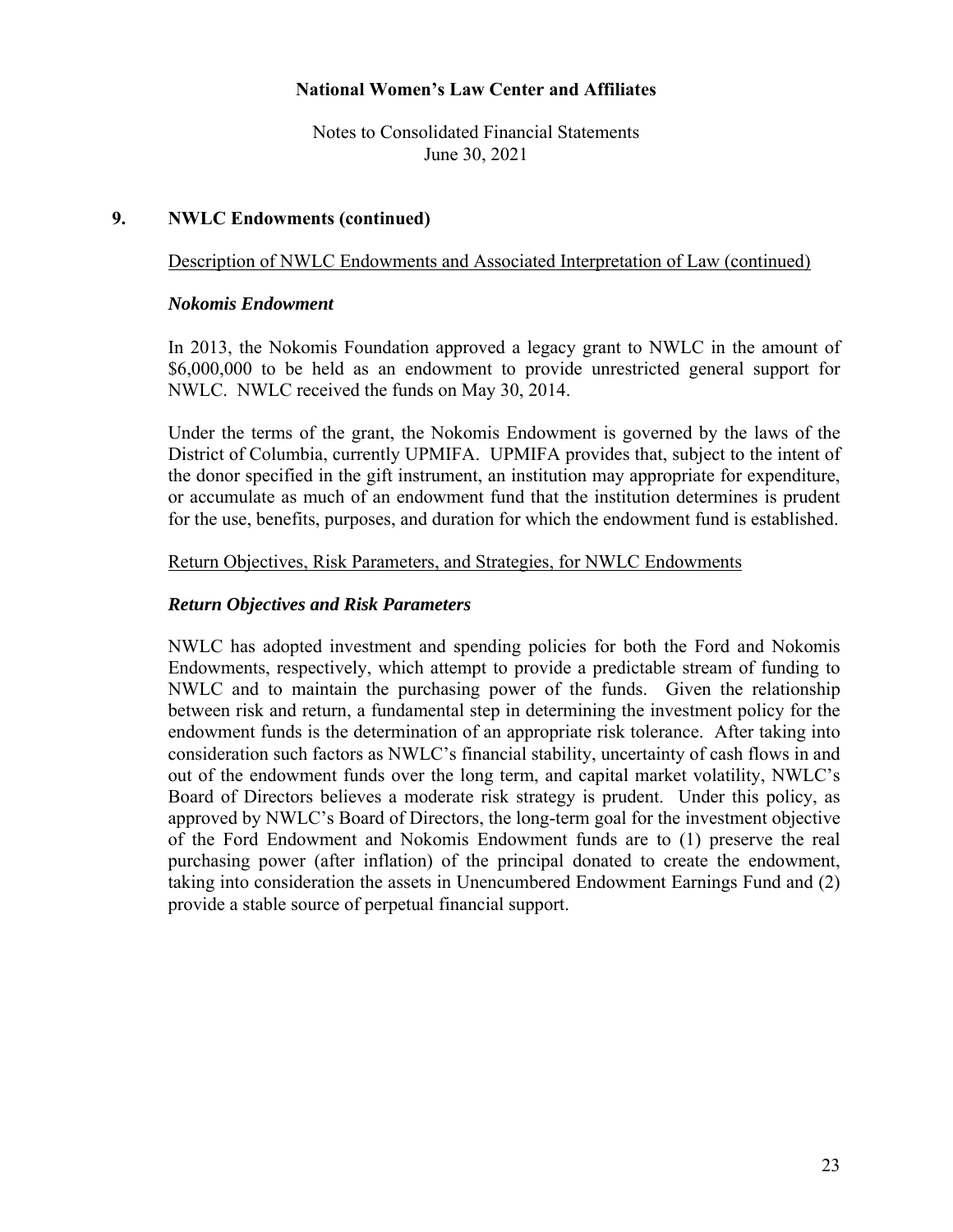## 9. NWLC Endowments (continued)

Description of NWLC Endowments and Associated Interpretation of Law (continued)

### *Nokomis Endowment*

In 2013, the Nokomis Foundation approved a legacy grant to NWLC in the amount of \$6,000,000 to be held as an endowment to provide unrestricted general support for NWLC. NWLC received the funds on May 30, 2014.

Under the terms of the grant, the Nokomis Endowment is governed by the laws of the District of Columbia, currently UPMIFA. UPMIFA provides that, subject to the intent of the donor specified in the gift instrument, an institution may appropriate for expenditure, or accumulate as much of an endowment fund that the institution determines is prudent for the use, benefits, purposes, and duration for which the endowment fund is established.

Return Objectives, Risk Parameters, and Strategies, for NWLC Endowments

### *Return Objectives and Risk Parameters*

NWLC has adopted investment and spending policies for both the Ford and Nokomis Endowments, respectively, which attempt to provide a predictable stream of funding to NWLC and to maintain the purchasing power of the funds. Given the relationship between risk and return, a fundamental step in determining the investment policy for the endowment funds is the determination of an appropriate risk tolerance. After taking into consideration such factors as NWLC's financial stability, uncertainty of cash flows in and out of the endowment funds over the long term, and capital market volatility, NWLC's Board of Directors believes a moderate risk strategy is prudent. Under this policy, as approved by NWLC's Board of Directors, the long-term goal for the investment objective of the Ford Endowment and Nokomis Endowment funds are to (1) preserve the real purchasing power (after inflation) of the principal donated to create the endowment, taking into consideration the assets in Unencumbered Endowment Earnings Fund and (2) provide a stable source of perpetual financial support.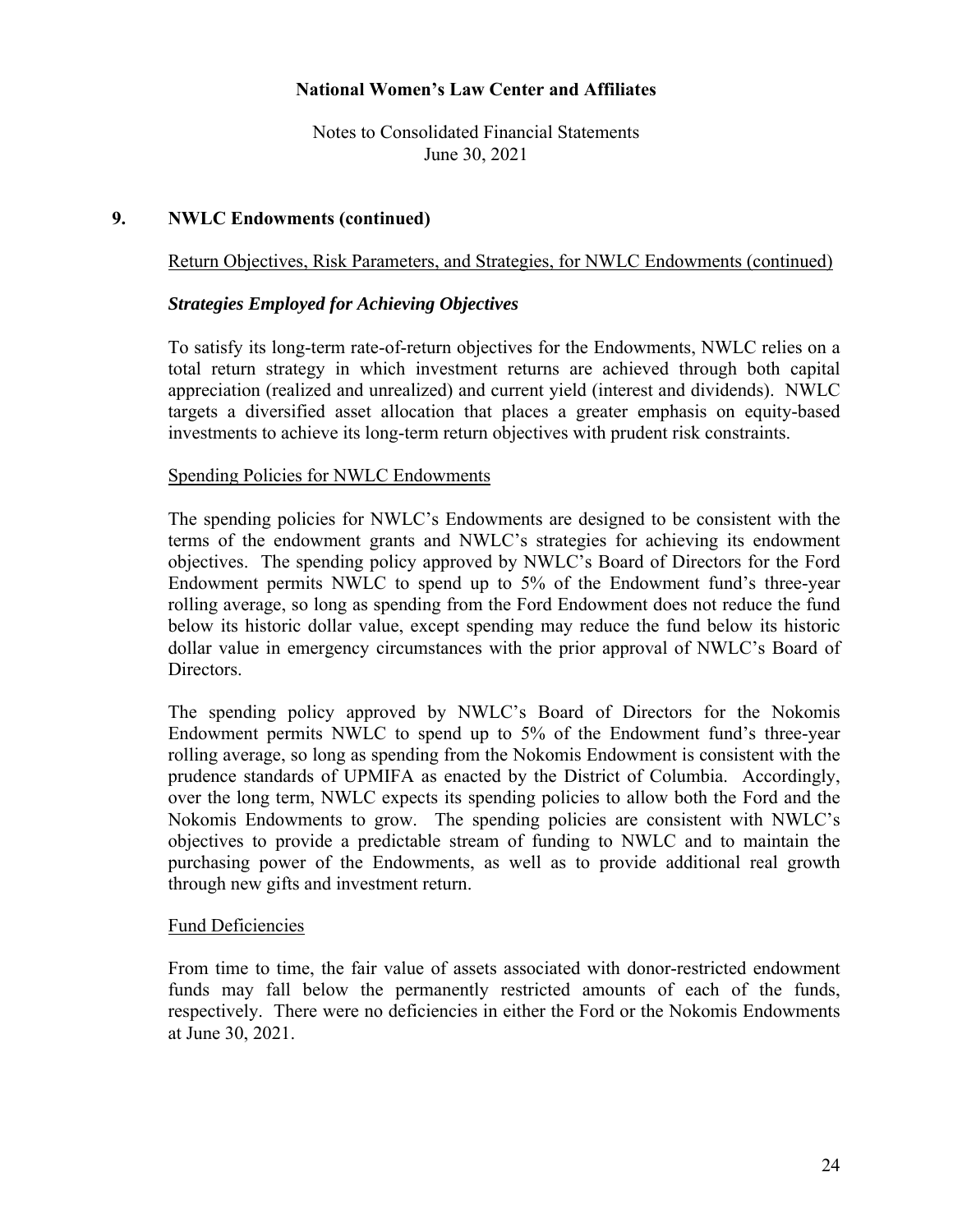## 9. NWLC Endowments (continued)

Return Objectives, Risk Parameters, and Strategies, for NWLC Endowments (continued)

### *Strategies Employed for Achieving Objectives*

To satisfy its long-term rate-of-return objectives for the Endowments, NWLC relies on a total return strategy in which investment returns are achieved through both capital appreciation (realized and unrealized) and current yield (interest and dividends). NWLC targets a diversified asset allocation that places a greater emphasis on equity-based investments to achieve its long-term return objectives with prudent risk constraints.

Spending Policies for NWLC Endowments

The spending policies for NWLC's Endowments are designed to be consistent with the terms of the endowment grants and NWLC's strategies for achieving its endowment objectives. The spending policy approved by NWLC's Board of Directors for the Ford Endowment permits NWLC to spend up to 5% of the Endowment fund's three-year rolling average, so long as spending from the Ford Endowment does not reduce the fund below its historic dollar value, except spending may reduce the fund below its historic dollar value in emergency circumstances with the prior approval of NWLC's Board of Directors.

The spending policy approved by NWLC's Board of Directors for the Nokomis Endowment permits NWLC to spend up to 5% of the Endowment fund's three-year rolling average, so long as spending from the Nokomis Endowment is consistent with the prudence standards of UPMIFA as enacted by the District of Columbia. Accordingly, over the long term, NWLC expects its spending policies to allow both the Ford and the Nokomis Endowments to grow. The spending policies are consistent with NWLC's objectives to provide a predictable stream of funding to NWLC and to maintain the purchasing power of the Endowments, as well as to provide additional real growth through new gifts and investment return.

Fund Deficiencies

From time to time, the fair value of assets associated with donor-restricted endowment funds may fall below the permanently restricted amounts of each of the funds, respectively. There were no deficiencies in either the Ford or the Nokomis Endowments at June 30, 2021.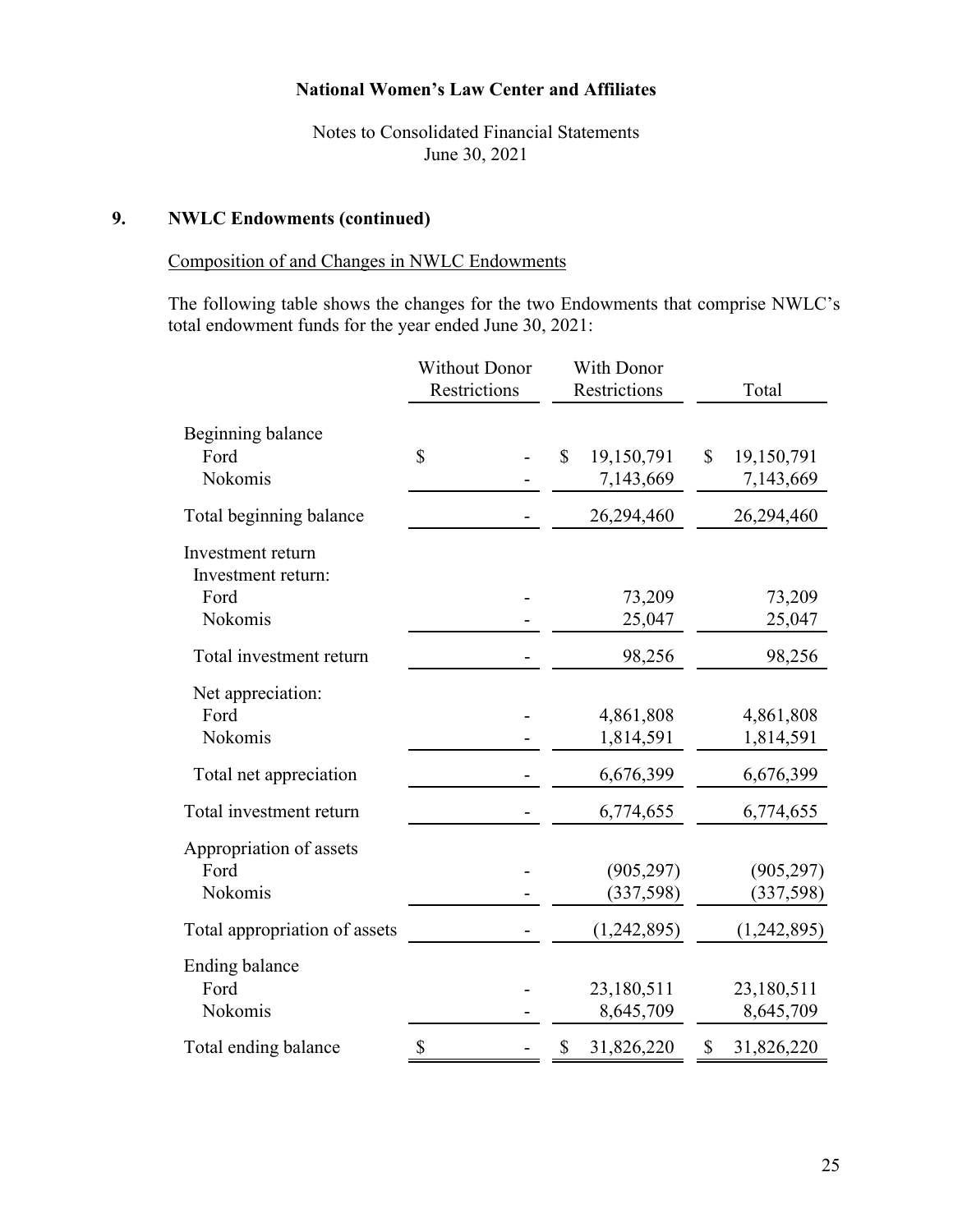**National Women's Law Center and Affiliates**

Notes to Consolidated Financial Statements
June 30, 2021

## 9. NWLC Endowments (continued)

Composition of and Changes in NWLC Endowments

The following table shows the changes for the two Endowments that comprise NWLC's total endowment funds for the year ended June 30, 2021:

| | Without Donor Restrictions | With Donor Restrictions | Total |
|---|---|---|---|
| Beginning balance | | | |
| Ford | $ - | $ 19,150,791 | $ 19,150,791 |
| Nokomis | - | 7,143,669 | 7,143,669 |
| Total beginning balance | - | 26,294,460 | 26,294,460 |
| Investment return | | | |
| Investment return: | | | |
| Ford | - | 73,209 | 73,209 |
| Nokomis | - | 25,047 | 25,047 |
| Total investment return | - | 98,256 | 98,256 |
| Net appreciation: | | | |
| Ford | - | 4,861,808 | 4,861,808 |
| Nokomis | - | 1,814,591 | 1,814,591 |
| Total net appreciation | - | 6,676,399 | 6,676,399 |
| Total investment return | - | 6,774,655 | 6,774,655 |
| Appropriation of assets | | | |
| Ford | - | (905,297) | (905,297) |
| Nokomis | - | (337,598) | (337,598) |
| Total appropriation of assets | - | (1,242,895) | (1,242,895) |
| Ending balance | | | |
| Ford | - | 23,180,511 | 23,180,511 |
| Nokomis | - | 8,645,709 | 8,645,709 |
| Total ending balance | $ - | $ 31,826,220 | $ 31,826,220 |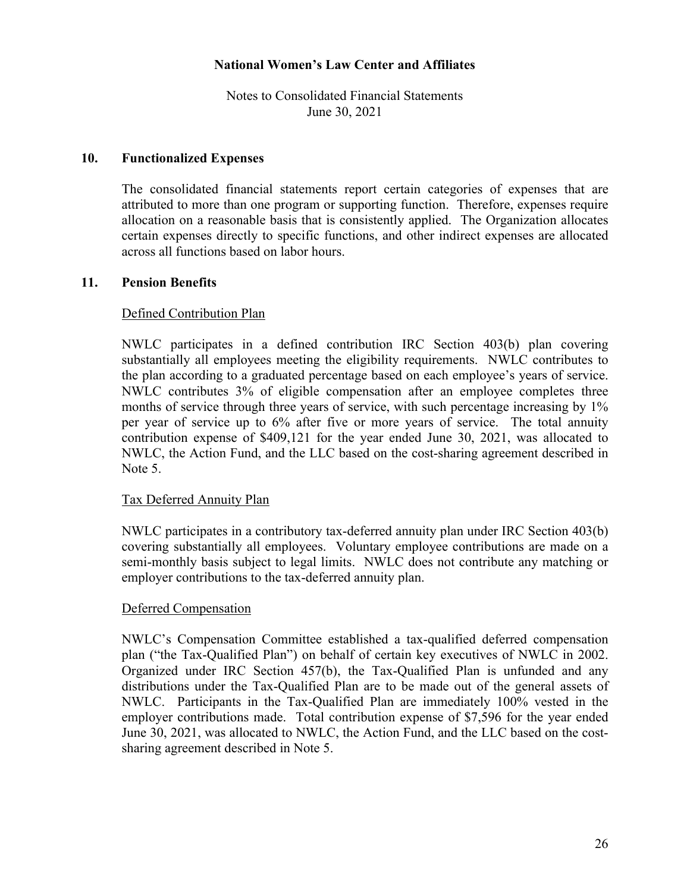## 10. Functionalized Expenses

The consolidated financial statements report certain categories of expenses that are attributed to more than one program or supporting function. Therefore, expenses require allocation on a reasonable basis that is consistently applied. The Organization allocates certain expenses directly to specific functions, and other indirect expenses are allocated across all functions based on labor hours.

## 11. Pension Benefits

Defined Contribution Plan

NWLC participates in a defined contribution IRC Section 403(b) plan covering substantially all employees meeting the eligibility requirements. NWLC contributes to the plan according to a graduated percentage based on each employee's years of service. NWLC contributes 3% of eligible compensation after an employee completes three months of service through three years of service, with such percentage increasing by 1% per year of service up to 6% after five or more years of service. The total annuity contribution expense of $409,121 for the year ended June 30, 2021, was allocated to NWLC, the Action Fund, and the LLC based on the cost-sharing agreement described in Note 5.

Tax Deferred Annuity Plan

NWLC participates in a contributory tax-deferred annuity plan under IRC Section 403(b) covering substantially all employees. Voluntary employee contributions are made on a semi-monthly basis subject to legal limits. NWLC does not contribute any matching or employer contributions to the tax-deferred annuity plan.

Deferred Compensation

NWLC's Compensation Committee established a tax-qualified deferred compensation plan ("the Tax-Qualified Plan") on behalf of certain key executives of NWLC in 2002. Organized under IRC Section 457(b), the Tax-Qualified Plan is unfunded and any distributions under the Tax-Qualified Plan are to be made out of the general assets of NWLC. Participants in the Tax-Qualified Plan are immediately 100% vested in the employer contributions made. Total contribution expense of $7,596 for the year ended June 30, 2021, was allocated to NWLC, the Action Fund, and the LLC based on the cost-sharing agreement described in Note 5.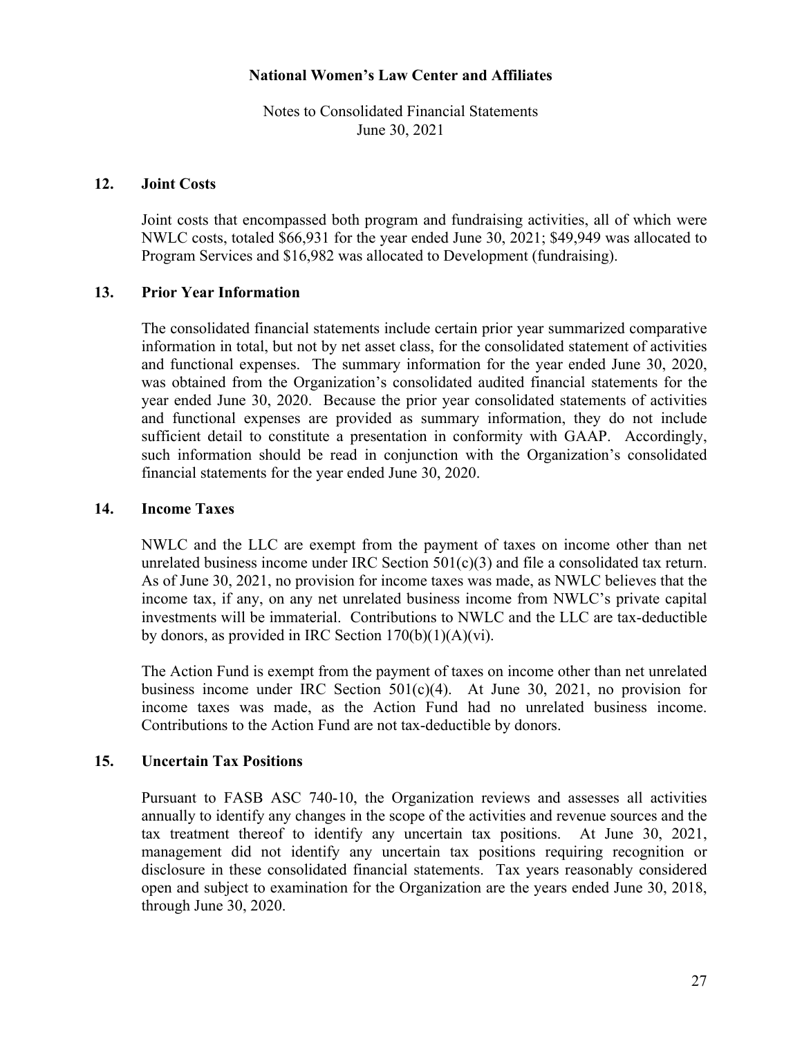**National Women's Law Center and Affiliates**

Notes to Consolidated Financial Statements
June 30, 2021

## 12. Joint Costs

Joint costs that encompassed both program and fundraising activities, all of which were NWLC costs, totaled $66,931 for the year ended June 30, 2021; $49,949 was allocated to Program Services and $16,982 was allocated to Development (fundraising).

## 13. Prior Year Information

The consolidated financial statements include certain prior year summarized comparative information in total, but not by net asset class, for the consolidated statement of activities and functional expenses. The summary information for the year ended June 30, 2020, was obtained from the Organization's consolidated audited financial statements for the year ended June 30, 2020. Because the prior year consolidated statements of activities and functional expenses are provided as summary information, they do not include sufficient detail to constitute a presentation in conformity with GAAP. Accordingly, such information should be read in conjunction with the Organization's consolidated financial statements for the year ended June 30, 2020.

## 14. Income Taxes

NWLC and the LLC are exempt from the payment of taxes on income other than net unrelated business income under IRC Section 501(c)(3) and file a consolidated tax return. As of June 30, 2021, no provision for income taxes was made, as NWLC believes that the income tax, if any, on any net unrelated business income from NWLC's private capital investments will be immaterial. Contributions to NWLC and the LLC are tax-deductible by donors, as provided in IRC Section 170(b)(1)(A)(vi).

The Action Fund is exempt from the payment of taxes on income other than net unrelated business income under IRC Section 501(c)(4). At June 30, 2021, no provision for income taxes was made, as the Action Fund had no unrelated business income. Contributions to the Action Fund are not tax-deductible by donors.

## 15. Uncertain Tax Positions

Pursuant to FASB ASC 740-10, the Organization reviews and assesses all activities annually to identify any changes in the scope of the activities and revenue sources and the tax treatment thereof to identify any uncertain tax positions. At June 30, 2021, management did not identify any uncertain tax positions requiring recognition or disclosure in these consolidated financial statements. Tax years reasonably considered open and subject to examination for the Organization are the years ended June 30, 2018, through June 30, 2020.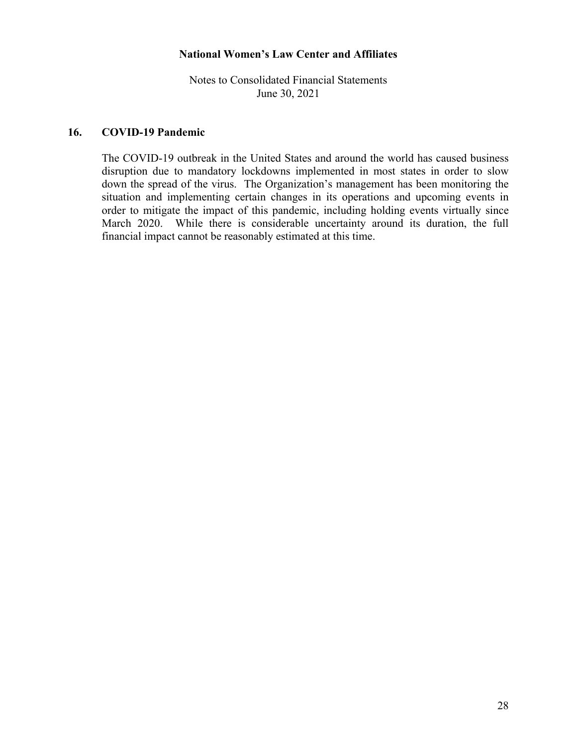## 16. COVID-19 Pandemic

The COVID-19 outbreak in the United States and around the world has caused business disruption due to mandatory lockdowns implemented in most states in order to slow down the spread of the virus. The Organization's management has been monitoring the situation and implementing certain changes in its operations and upcoming events in order to mitigate the impact of this pandemic, including holding events virtually since March 2020. While there is considerable uncertainty around its duration, the full financial impact cannot be reasonably estimated at this time.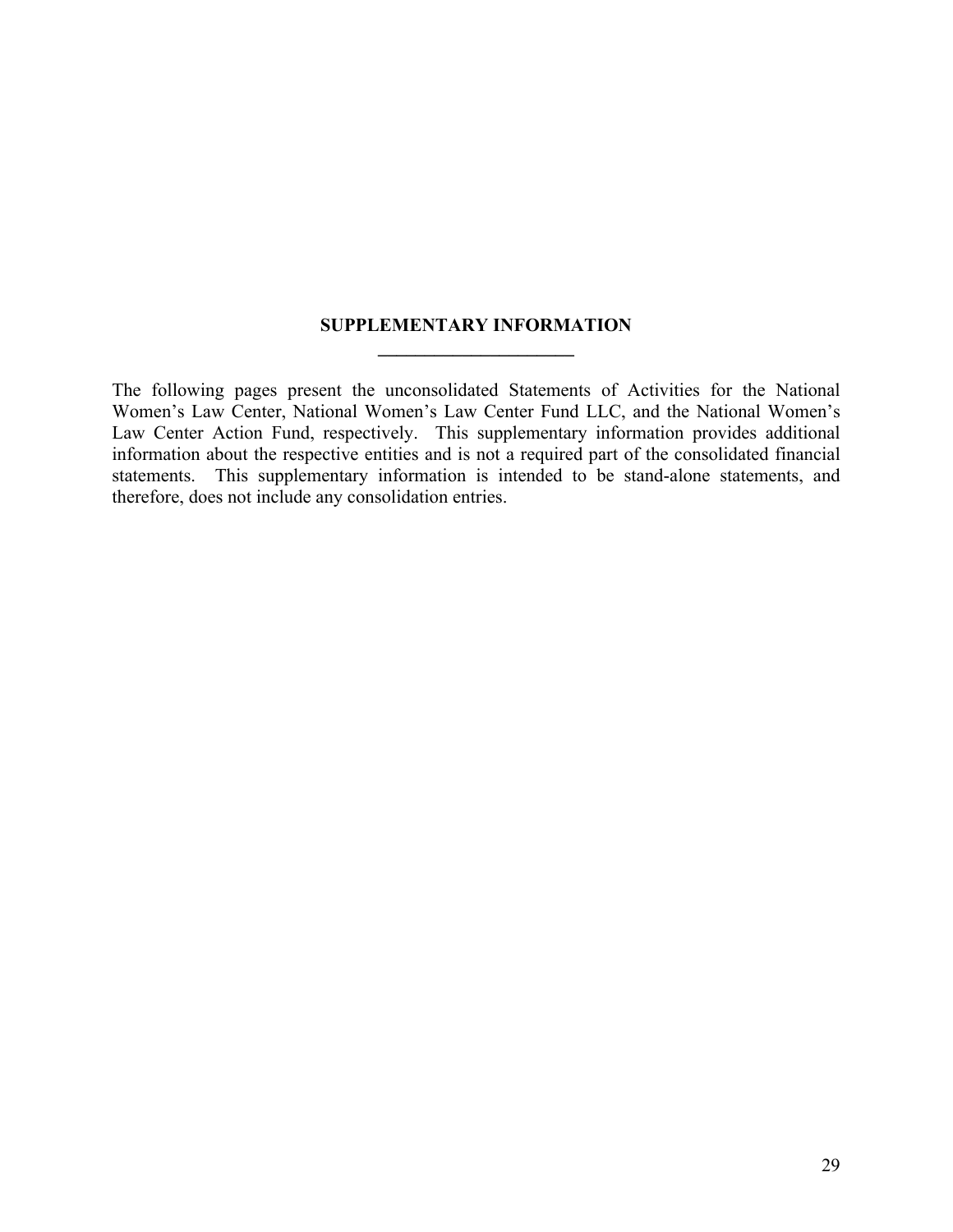## SUPPLEMENTARY INFORMATION

The following pages present the unconsolidated Statements of Activities for the National Women's Law Center, National Women's Law Center Fund LLC, and the National Women's Law Center Action Fund, respectively. This supplementary information provides additional information about the respective entities and is not a required part of the consolidated financial statements. This supplementary information is intended to be stand-alone statements, and therefore, does not include any consolidation entries.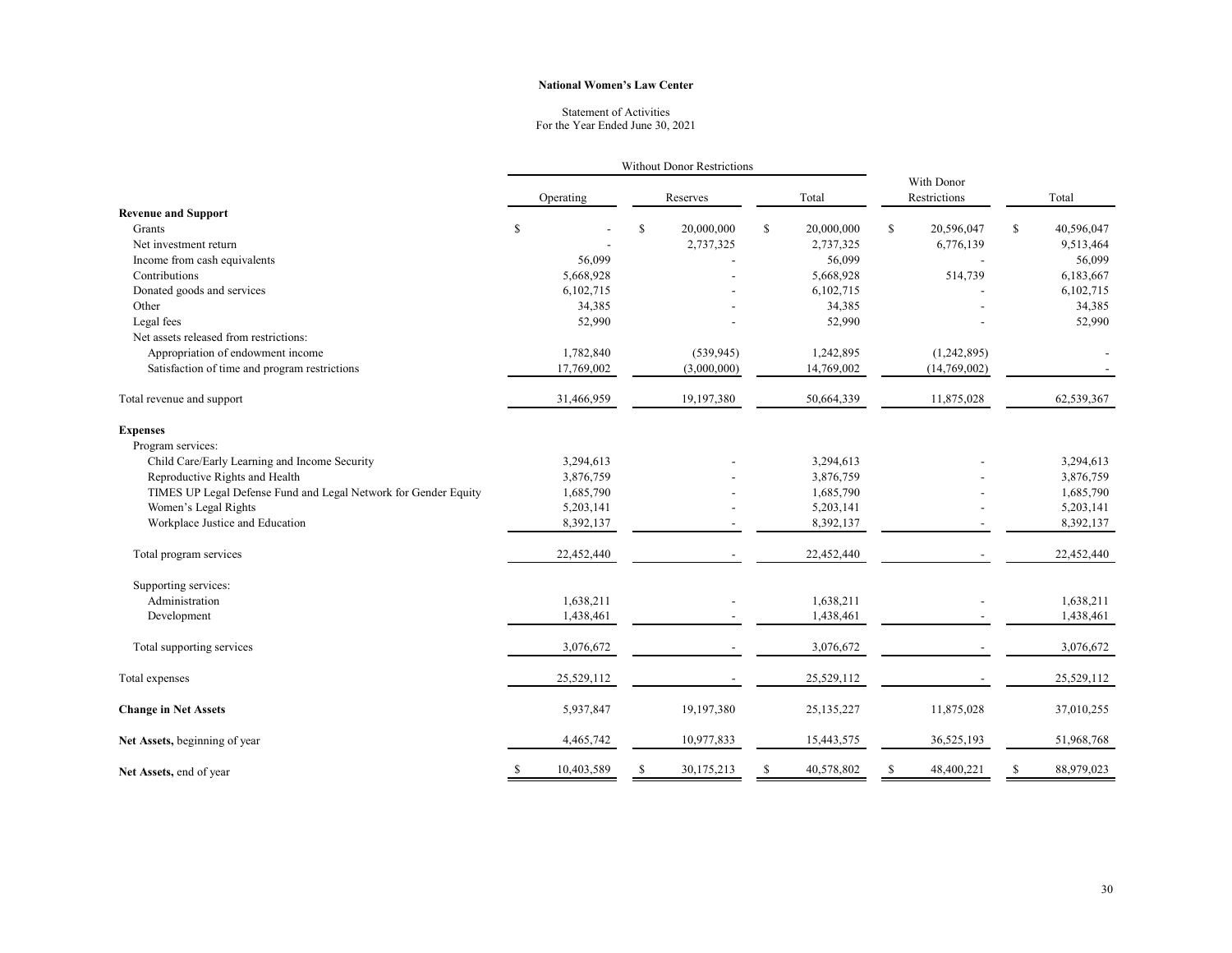**National Women's Law Center**

Statement of Activities
For the Year Ended June 30, 2021

| | Without Donor Restrictions | | | With Donor Restrictions | Total |
|---|---|---|---|---|---|
| | Operating | Reserves | Total | | |
| **Revenue and Support** | | | | | |
| Grants | $ - | $ 20,000,000 | $ 20,000,000 | $ 20,596,047 | $ 40,596,047 |
| Net investment return | - | 2,737,325 | 2,737,325 | 6,776,139 | 9,513,464 |
| Income from cash equivalents | 56,099 | - | 56,099 | - | 56,099 |
| Contributions | 5,668,928 | - | 5,668,928 | 514,739 | 6,183,667 |
| Donated goods and services | 6,102,715 | - | 6,102,715 | - | 6,102,715 |
| Other | 34,385 | - | 34,385 | - | 34,385 |
| Legal fees | 52,990 | - | 52,990 | - | 52,990 |
| Net assets released from restrictions: | | | | | |
| Appropriation of endowment income | 1,782,840 | (539,945) | 1,242,895 | (1,242,895) | - |
| Satisfaction of time and program restrictions | 17,769,002 | (3,000,000) | 14,769,002 | (14,769,002) | - |
| Total revenue and support | 31,466,959 | 19,197,380 | 50,664,339 | 11,875,028 | 62,539,367 |
| **Expenses** | | | | | |
| Program services: | | | | | |
| Child Care/Early Learning and Income Security | 3,294,613 | - | 3,294,613 | - | 3,294,613 |
| Reproductive Rights and Health | 3,876,759 | - | 3,876,759 | - | 3,876,759 |
| TIMES UP Legal Defense Fund and Legal Network for Gender Equity | 1,685,790 | - | 1,685,790 | - | 1,685,790 |
| Women's Legal Rights | 5,203,141 | - | 5,203,141 | - | 5,203,141 |
| Workplace Justice and Education | 8,392,137 | - | 8,392,137 | - | 8,392,137 |
| Total program services | 22,452,440 | - | 22,452,440 | - | 22,452,440 |
| Supporting services: | | | | | |
| Administration | 1,638,211 | - | 1,638,211 | - | 1,638,211 |
| Development | 1,438,461 | - | 1,438,461 | - | 1,438,461 |
| Total supporting services | 3,076,672 | - | 3,076,672 | - | 3,076,672 |
| Total expenses | 25,529,112 | - | 25,529,112 | - | 25,529,112 |
| **Change in Net Assets** | 5,937,847 | 19,197,380 | 25,135,227 | 11,875,028 | 37,010,255 |
| **Net Assets,** beginning of year | 4,465,742 | 10,977,833 | 15,443,575 | 36,525,193 | 51,968,768 |
| **Net Assets,** end of year | $ 10,403,589 | $ 30,175,213 | $ 40,578,802 | $ 48,400,221 | $ 88,979,023 |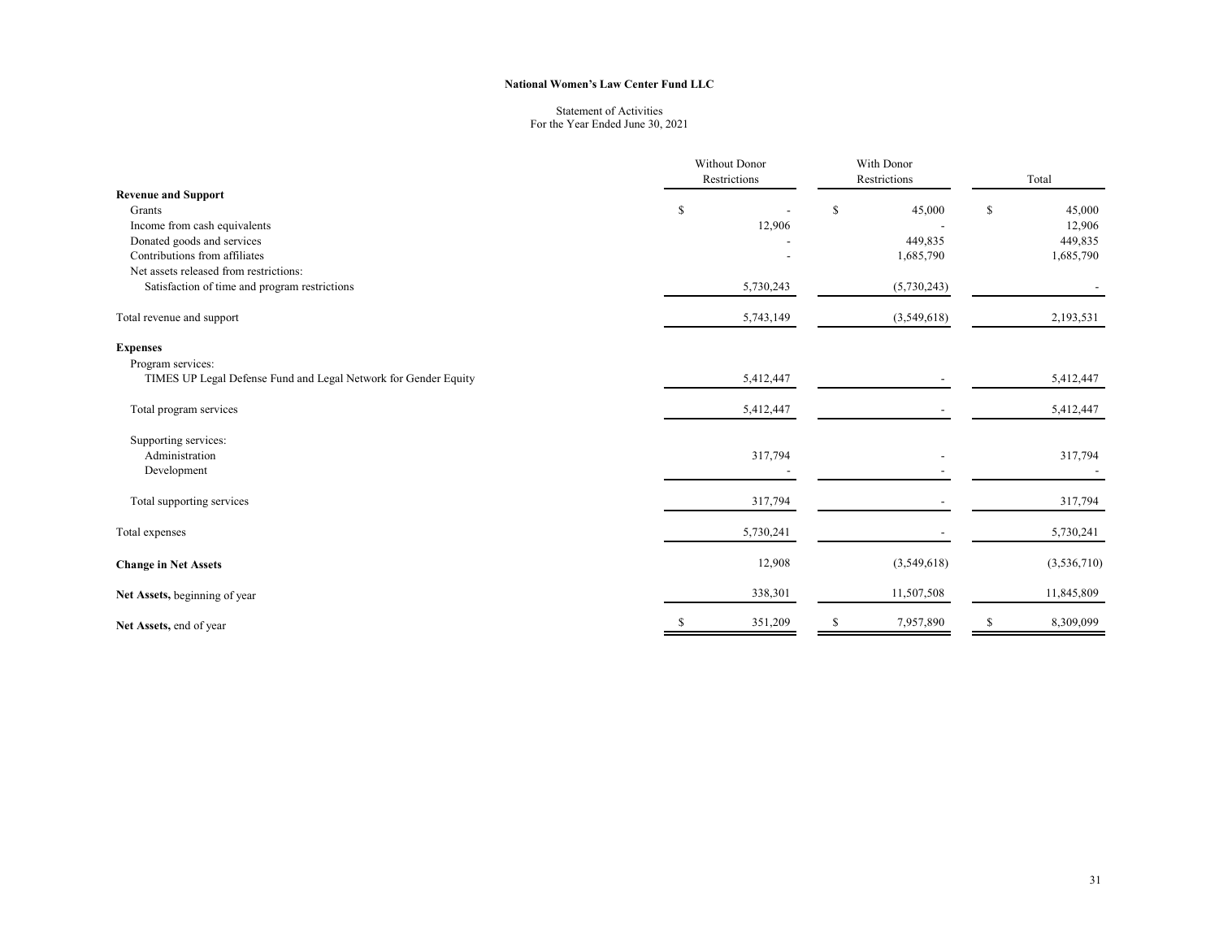**National Women's Law Center Fund LLC**

Statement of Activities
For the Year Ended June 30, 2021

| | Without Donor Restrictions | With Donor Restrictions | Total |
|---|---|---|---|
| **Revenue and Support** | | | |
| Grants | $ - | $ 45,000 | $ 45,000 |
| Income from cash equivalents | 12,906 | - | 12,906 |
| Donated goods and services | - | 449,835 | 449,835 |
| Contributions from affiliates | - | 1,685,790 | 1,685,790 |
| Net assets released from restrictions: | | | |
| Satisfaction of time and program restrictions | 5,730,243 | (5,730,243) | - |
| Total revenue and support | 5,743,149 | (3,549,618) | 2,193,531 |
| **Expenses** | | | |
| Program services: | | | |
| TIMES UP Legal Defense Fund and Legal Network for Gender Equity | 5,412,447 | - | 5,412,447 |
| Total program services | 5,412,447 | - | 5,412,447 |
| Supporting services: | | | |
| Administration | 317,794 | - | 317,794 |
| Development | - | - | - |
| Total supporting services | 317,794 | - | 317,794 |
| Total expenses | 5,730,241 | - | 5,730,241 |
| **Change in Net Assets** | 12,908 | (3,549,618) | (3,536,710) |
| **Net Assets,** beginning of year | 338,301 | 11,507,508 | 11,845,809 |
| **Net Assets,** end of year | $ 351,209 | $ 7,957,890 | $ 8,309,099 |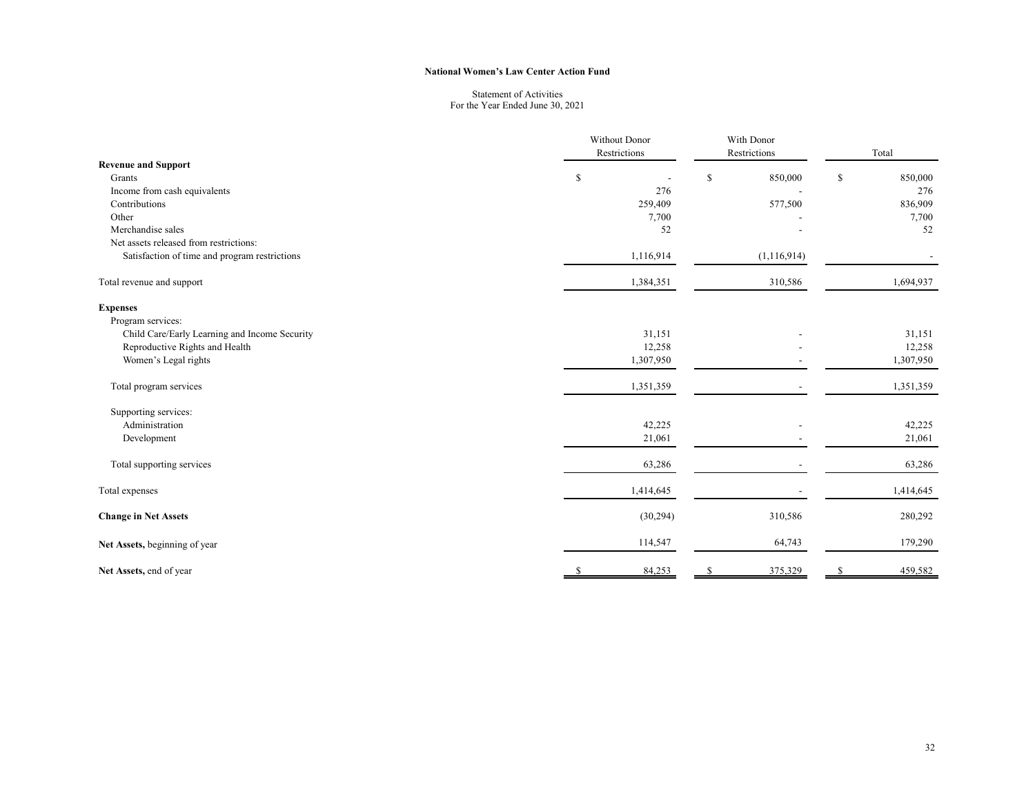**National Women's Law Center Action Fund**

Statement of Activities
For the Year Ended June 30, 2021

| | Without Donor Restrictions | With Donor Restrictions | Total |
|---|---|---|---|
| **Revenue and Support** | | | |
| Grants | $ - | $ 850,000 | $ 850,000 |
| Income from cash equivalents | 276 | - | 276 |
| Contributions | 259,409 | 577,500 | 836,909 |
| Other | 7,700 | - | 7,700 |
| Merchandise sales | 52 | - | 52 |
| Net assets released from restrictions: | | | |
| Satisfaction of time and program restrictions | 1,116,914 | (1,116,914) | - |
| Total revenue and support | 1,384,351 | 310,586 | 1,694,937 |
| **Expenses** | | | |
| Program services: | | | |
| Child Care/Early Learning and Income Security | 31,151 | - | 31,151 |
| Reproductive Rights and Health | 12,258 | - | 12,258 |
| Women's Legal rights | 1,307,950 | - | 1,307,950 |
| Total program services | 1,351,359 | - | 1,351,359 |
| Supporting services: | | | |
| Administration | 42,225 | - | 42,225 |
| Development | 21,061 | - | 21,061 |
| Total supporting services | 63,286 | - | 63,286 |
| Total expenses | 1,414,645 | - | 1,414,645 |
| **Change in Net Assets** | (30,294) | 310,586 | 280,292 |
| **Net Assets,** beginning of year | 114,547 | 64,743 | 179,290 |
| **Net Assets,** end of year | $ 84,253 | $ 375,329 | $ 459,582 |